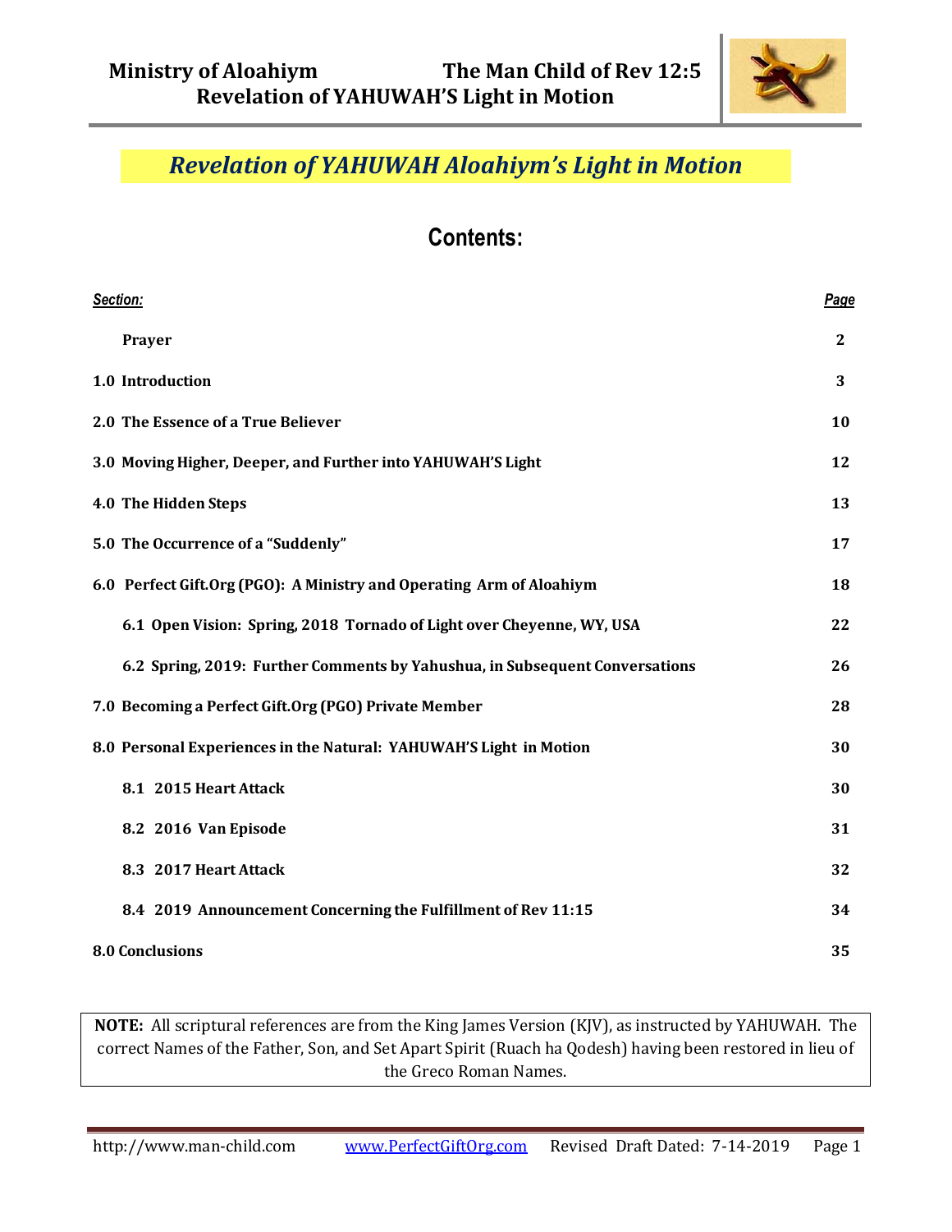# Revelation of YAHUWAH Aloahiym's Light in Motion

## Contents:

| *Section:* | *Page* |
|---|---|
| **Prayer** | **2** |
| **1.0 Introduction** | **3** |
| **2.0 The Essence of a True Believer** | **10** |
| **3.0 Moving Higher, Deeper, and Further into YAHUWAH'S Light** | **12** |
| **4.0 The Hidden Steps** | **13** |
| **5.0 The Occurrence of a "Suddenly"** | **17** |
| **6.0 Perfect Gift.Org (PGO): A Ministry and Operating Arm of Aloahiym** | **18** |
| **6.1 Open Vision: Spring, 2018 Tornado of Light over Cheyenne, WY, USA** | **22** |
| **6.2 Spring, 2019: Further Comments by Yahushua, in Subsequent Conversations** | **26** |
| **7.0 Becoming a Perfect Gift.Org (PGO) Private Member** | **28** |
| **8.0 Personal Experiences in the Natural: YAHUWAH'S Light in Motion** | **30** |
| **8.1 2015 Heart Attack** | **30** |
| **8.2 2016 Van Episode** | **31** |
| **8.3 2017 Heart Attack** | **32** |
| **8.4 2019 Announcement Concerning the Fulfillment of Rev 11:15** | **34** |
| **8.0 Conclusions** | **35** |

**NOTE:** All scriptural references are from the King James Version (KJV), as instructed by YAHUWAH. The correct Names of the Father, Son, and Set Apart Spirit (Ruach ha Qodesh) having been restored in lieu of the Greco Roman Names.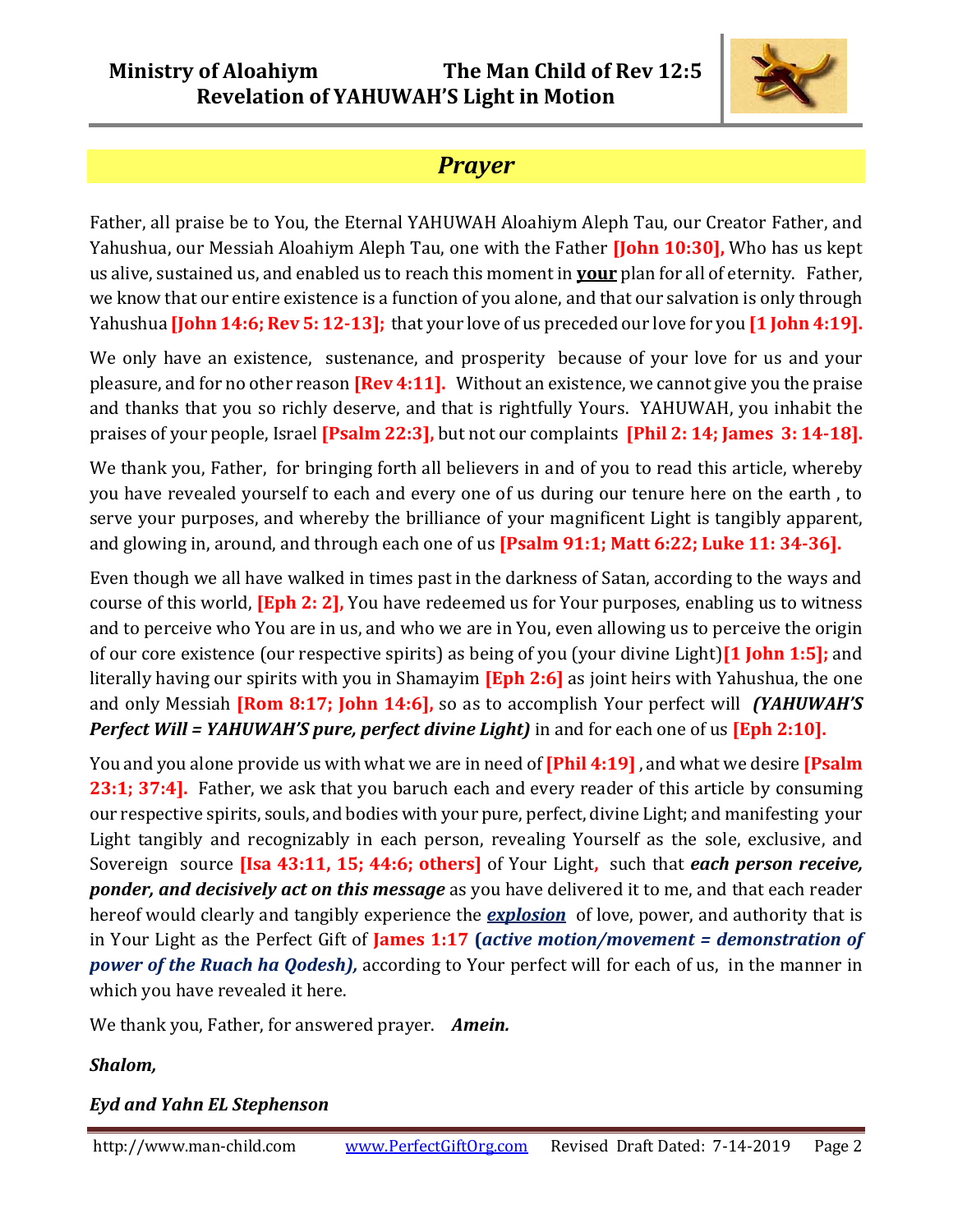## *Prayer*

Father, all praise be to You, the Eternal YAHUWAH Aloahiym Aleph Tau, our Creator Father, and Yahushua, our Messiah Aloahiym Aleph Tau, one with the Father **[John 10:30],** Who has us kept us alive, sustained us, and enabled us to reach this moment in **your** plan for all of eternity. Father, we know that our entire existence is a function of you alone, and that our salvation is only through Yahushua **[John 14:6; Rev 5: 12-13];** that your love of us preceded our love for you **[1 John 4:19].**

We only have an existence, sustenance, and prosperity because of your love for us and your pleasure, and for no other reason **[Rev 4:11].** Without an existence, we cannot give you the praise and thanks that you so richly deserve, and that is rightfully Yours. YAHUWAH, you inhabit the praises of your people, Israel **[Psalm 22:3],** but not our complaints **[Phil 2: 14; James 3: 14-18].**

We thank you, Father, for bringing forth all believers in and of you to read this article, whereby you have revealed yourself to each and every one of us during our tenure here on the earth , to serve your purposes, and whereby the brilliance of your magnificent Light is tangibly apparent, and glowing in, around, and through each one of us **[Psalm 91:1; Matt 6:22; Luke 11: 34-36].**

Even though we all have walked in times past in the darkness of Satan, according to the ways and course of this world, **[Eph 2: 2],** You have redeemed us for Your purposes, enabling us to witness and to perceive who You are in us, and who we are in You, even allowing us to perceive the origin of our core existence (our respective spirits) as being of you (your divine Light)**[1 John 1:5];** and literally having our spirits with you in Shamayim **[Eph 2:6]** as joint heirs with Yahushua, the one and only Messiah **[Rom 8:17; John 14:6],** so as to accomplish Your perfect will ***(YAHUWAH'S Perfect Will = YAHUWAH'S pure, perfect divine Light)*** in and for each one of us **[Eph 2:10].**

You and you alone provide us with what we are in need of **[Phil 4:19]** , and what we desire **[Psalm 23:1; 37:4].** Father, we ask that you baruch each and every reader of this article by consuming our respective spirits, souls, and bodies with your pure, perfect, divine Light; and manifesting your Light tangibly and recognizably in each person, revealing Yourself as the sole, exclusive, and Sovereign source **[Isa 43:11, 15; 44:6; others]** of Your Light, such that ***each person receive, ponder, and decisively act on this message*** as you have delivered it to me, and that each reader hereof would clearly and tangibly experience the ***explosion*** of love, power, and authority that is in Your Light as the Perfect Gift of **James 1:17** **(*active motion/movement = demonstration of power of the Ruach ha Qodesh*),** according to Your perfect will for each of us, in the manner in which you have revealed it here.

We thank you, Father, for answered prayer. ***Amein.***

***Shalom,***

***Eyd and Yahn EL Stephenson***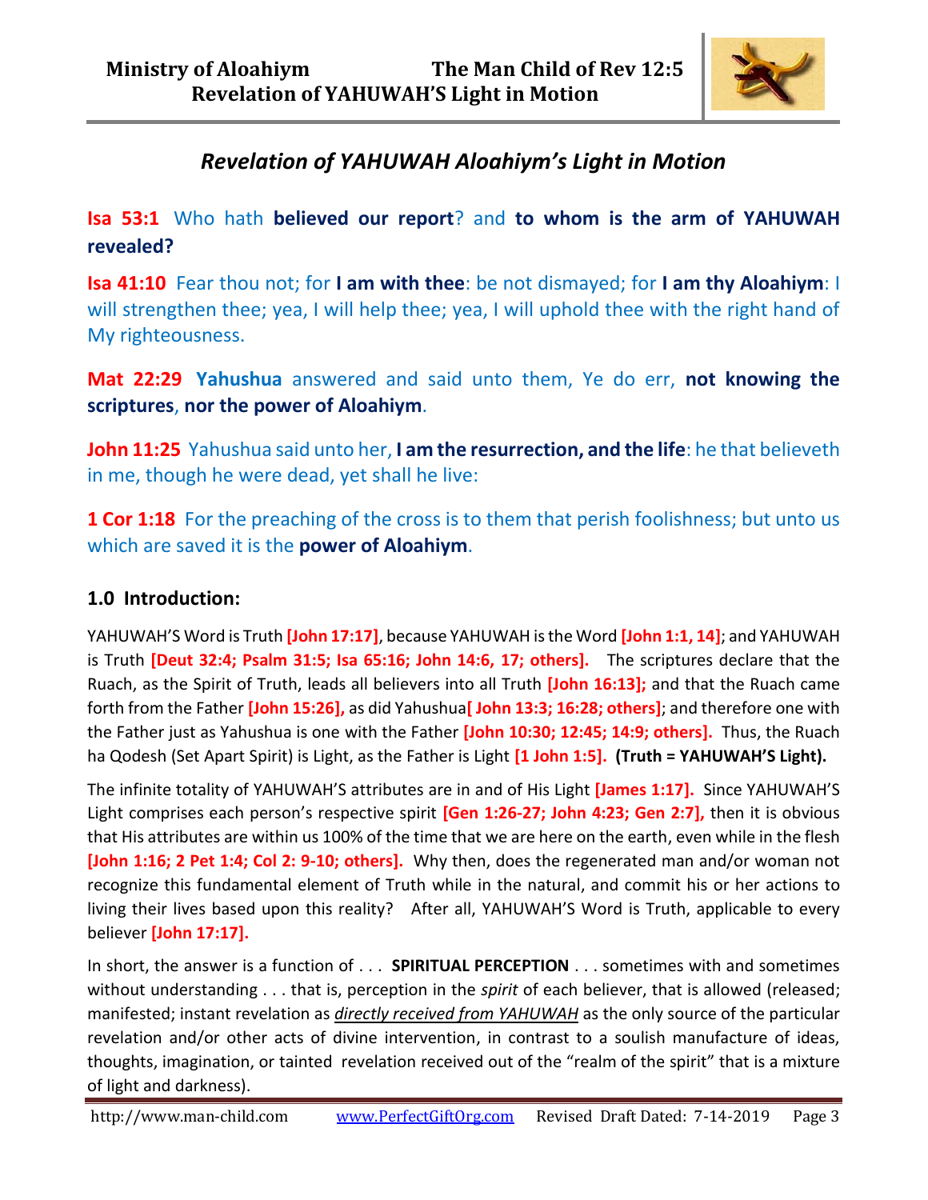## *Revelation of YAHUWAH Aloahiym's Light in Motion*

**Isa 53:1** Who hath **believed our report**? and **to whom is the arm of YAHUWAH revealed?**

**Isa 41:10** Fear thou not; for **I am with thee**: be not dismayed; for **I am thy Aloahiym**: I will strengthen thee; yea, I will help thee; yea, I will uphold thee with the right hand of My righteousness.

**Mat 22:29** **Yahushua** answered and said unto them, Ye do err, **not knowing the scriptures**, **nor the power of Aloahiym**.

**John 11:25** Yahushua said unto her, **I am the resurrection, and the life**: he that believeth in me, though he were dead, yet shall he live:

**1 Cor 1:18** For the preaching of the cross is to them that perish foolishness; but unto us which are saved it is the **power of Aloahiym**.

### 1.0 Introduction:

YAHUWAH'S Word is Truth **[John 17:17]**, because YAHUWAH is the Word **[John 1:1, 14]**; and YAHUWAH is Truth **[Deut 32:4; Psalm 31:5; Isa 65:16; John 14:6, 17; others].** The scriptures declare that the Ruach, as the Spirit of Truth, leads all believers into all Truth **[John 16:13];** and that the Ruach came forth from the Father **[John 15:26],** as did Yahushua**[ John 13:3; 16:28; others]**; and therefore one with the Father just as Yahushua is one with the Father **[John 10:30; 12:45; 14:9; others].** Thus, the Ruach ha Qodesh (Set Apart Spirit) is Light, as the Father is Light **[1 John 1:5].** **(Truth = YAHUWAH'S Light).**

The infinite totality of YAHUWAH'S attributes are in and of His Light **[James 1:17].** Since YAHUWAH'S Light comprises each person's respective spirit **[Gen 1:26-27; John 4:23; Gen 2:7],** then it is obvious that His attributes are within us 100% of the time that we are here on the earth, even while in the flesh **[John 1:16; 2 Pet 1:4; Col 2: 9-10; others].** Why then, does the regenerated man and/or woman not recognize this fundamental element of Truth while in the natural, and commit his or her actions to living their lives based upon this reality? After all, YAHUWAH'S Word is Truth, applicable to every believer **[John 17:17].**

In short, the answer is a function of . . . **SPIRITUAL PERCEPTION** . . . sometimes with and sometimes without understanding . . . that is, perception in the *spirit* of each believer, that is allowed (released; manifested; instant revelation as *directly received from YAHUWAH* as the only source of the particular revelation and/or other acts of divine intervention, in contrast to a soulish manufacture of ideas, thoughts, imagination, or tainted revelation received out of the "realm of the spirit" that is a mixture of light and darkness).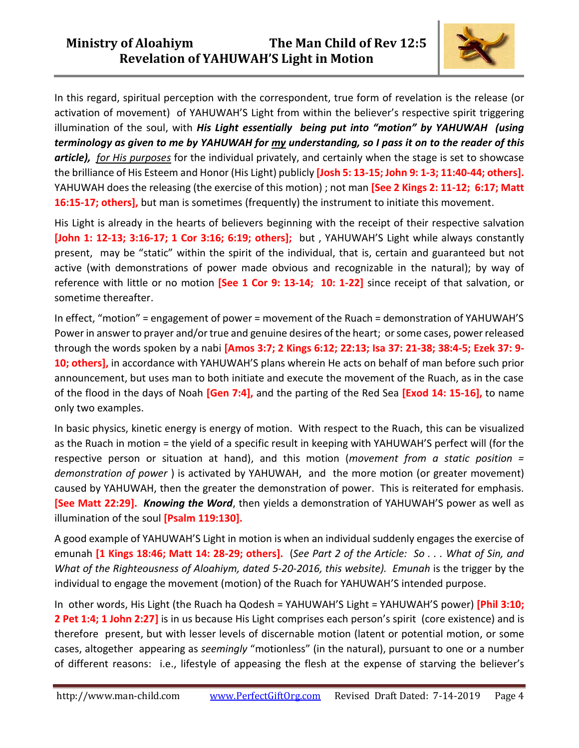In this regard, spiritual perception with the correspondent, true form of revelation is the release (or activation of movement) of YAHUWAH'S Light from within the believer's respective spirit triggering illumination of the soul, with ***His Light essentially being put into "motion" by YAHUWAH (using terminology as given to me by YAHUWAH for my understanding, so I pass it on to the reader of this article),*** *for His purposes* for the individual privately, and certainly when the stage is set to showcase the brilliance of His Esteem and Honor (His Light) publicly **[Josh 5: 13-15; John 9: 1-3; 11:40-44; others].** YAHUWAH does the releasing (the exercise of this motion) ; not man **[See 2 Kings 2: 11-12; 6:17; Matt 16:15-17; others],** but man is sometimes (frequently) the instrument to initiate this movement.

His Light is already in the hearts of believers beginning with the receipt of their respective salvation **[John 1: 12-13; 3:16-17; 1 Cor 3:16; 6:19; others];** but , YAHUWAH'S Light while always constantly present, may be "static" within the spirit of the individual, that is, certain and guaranteed but not active (with demonstrations of power made obvious and recognizable in the natural); by way of reference with little or no motion **[See 1 Cor 9: 13-14; 10: 1-22]** since receipt of that salvation, or sometime thereafter.

In effect, "motion" = engagement of power = movement of the Ruach = demonstration of YAHUWAH'S Power in answer to prayer and/or true and genuine desires of the heart; or some cases, power released through the words spoken by a nabi **[Amos 3:7; 2 Kings 6:12; 22:13; Isa 37: 21-38; 38:4-5; Ezek 37: 9-10; others],** in accordance with YAHUWAH'S plans wherein He acts on behalf of man before such prior announcement, but uses man to both initiate and execute the movement of the Ruach, as in the case of the flood in the days of Noah **[Gen 7:4],** and the parting of the Red Sea **[Exod 14: 15-16],** to name only two examples.

In basic physics, kinetic energy is energy of motion. With respect to the Ruach, this can be visualized as the Ruach in motion = the yield of a specific result in keeping with YAHUWAH'S perfect will (for the respective person or situation at hand), and this motion (*movement from a static position = demonstration of power* ) is activated by YAHUWAH, and the more motion (or greater movement) caused by YAHUWAH, then the greater the demonstration of power. This is reiterated for emphasis. **[See Matt 22:29].** ***Knowing the Word***, then yields a demonstration of YAHUWAH'S power as well as illumination of the soul **[Psalm 119:130].**

A good example of YAHUWAH'S Light in motion is when an individual suddenly engages the exercise of emunah **[1 Kings 18:46; Matt 14: 28-29; others].** (*See Part 2 of the Article: So . . . What of Sin, and What of the Righteousness of Aloahiym, dated 5-20-2016, this website). Emunah* is the trigger by the individual to engage the movement (motion) of the Ruach for YAHUWAH'S intended purpose.

In other words, His Light (the Ruach ha Qodesh = YAHUWAH'S Light = YAHUWAH'S power) **[Phil 3:10; 2 Pet 1:4; 1 John 2:27]** is in us because His Light comprises each person's spirit (core existence) and is therefore present, but with lesser levels of discernable motion (latent or potential motion, or some cases, altogether appearing as *seemingly* "motionless" (in the natural), pursuant to one or a number of different reasons: i.e., lifestyle of appeasing the flesh at the expense of starving the believer's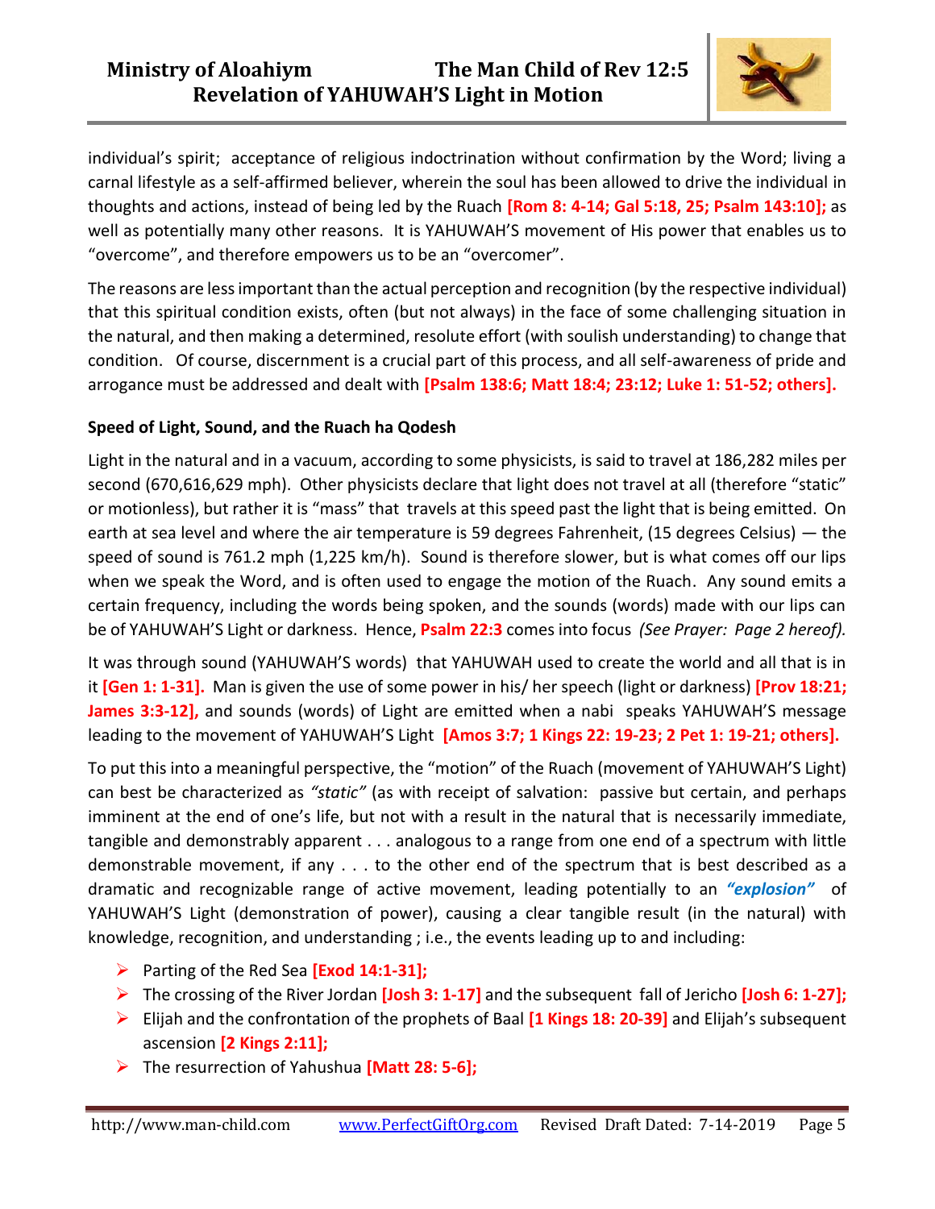individual's spirit; acceptance of religious indoctrination without confirmation by the Word; living a carnal lifestyle as a self-affirmed believer, wherein the soul has been allowed to drive the individual in thoughts and actions, instead of being led by the Ruach **[Rom 8: 4-14; Gal 5:18, 25; Psalm 143:10];** as well as potentially many other reasons. It is YAHUWAH'S movement of His power that enables us to "overcome", and therefore empowers us to be an "overcomer".

The reasons are less important than the actual perception and recognition (by the respective individual) that this spiritual condition exists, often (but not always) in the face of some challenging situation in the natural, and then making a determined, resolute effort (with soulish understanding) to change that condition. Of course, discernment is a crucial part of this process, and all self-awareness of pride and arrogance must be addressed and dealt with **[Psalm 138:6; Matt 18:4; 23:12; Luke 1: 51-52; others].**

**Speed of Light, Sound, and the Ruach ha Qodesh**

Light in the natural and in a vacuum, according to some physicists, is said to travel at 186,282 miles per second (670,616,629 mph). Other physicists declare that light does not travel at all (therefore "static" or motionless), but rather it is "mass" that travels at this speed past the light that is being emitted. On earth at sea level and where the air temperature is 59 degrees Fahrenheit, (15 degrees Celsius) — the speed of sound is 761.2 mph (1,225 km/h). Sound is therefore slower, but is what comes off our lips when we speak the Word, and is often used to engage the motion of the Ruach. Any sound emits a certain frequency, including the words being spoken, and the sounds (words) made with our lips can be of YAHUWAH'S Light or darkness. Hence, **Psalm 22:3** comes into focus *(See Prayer: Page 2 hereof).*

It was through sound (YAHUWAH'S words) that YAHUWAH used to create the world and all that is in it **[Gen 1: 1-31].** Man is given the use of some power in his/ her speech (light or darkness) **[Prov 18:21; James 3:3-12],** and sounds (words) of Light are emitted when a nabi speaks YAHUWAH'S message leading to the movement of YAHUWAH'S Light **[Amos 3:7; 1 Kings 22: 19-23; 2 Pet 1: 19-21; others].**

To put this into a meaningful perspective, the "motion" of the Ruach (movement of YAHUWAH'S Light) can best be characterized as *"static"* (as with receipt of salvation: passive but certain, and perhaps imminent at the end of one's life, but not with a result in the natural that is necessarily immediate, tangible and demonstrably apparent . . . analogous to a range from one end of a spectrum with little demonstrable movement, if any . . . to the other end of the spectrum that is best described as a dramatic and recognizable range of active movement, leading potentially to an ***"explosion"*** of YAHUWAH'S Light (demonstration of power), causing a clear tangible result (in the natural) with knowledge, recognition, and understanding ; i.e., the events leading up to and including:

- Parting of the Red Sea **[Exod 14:1-31];**
- The crossing of the River Jordan **[Josh 3: 1-17]** and the subsequent fall of Jericho **[Josh 6: 1-27];**
- Elijah and the confrontation of the prophets of Baal **[1 Kings 18: 20-39]** and Elijah's subsequent ascension **[2 Kings 2:11];**
- The resurrection of Yahushua **[Matt 28: 5-6];**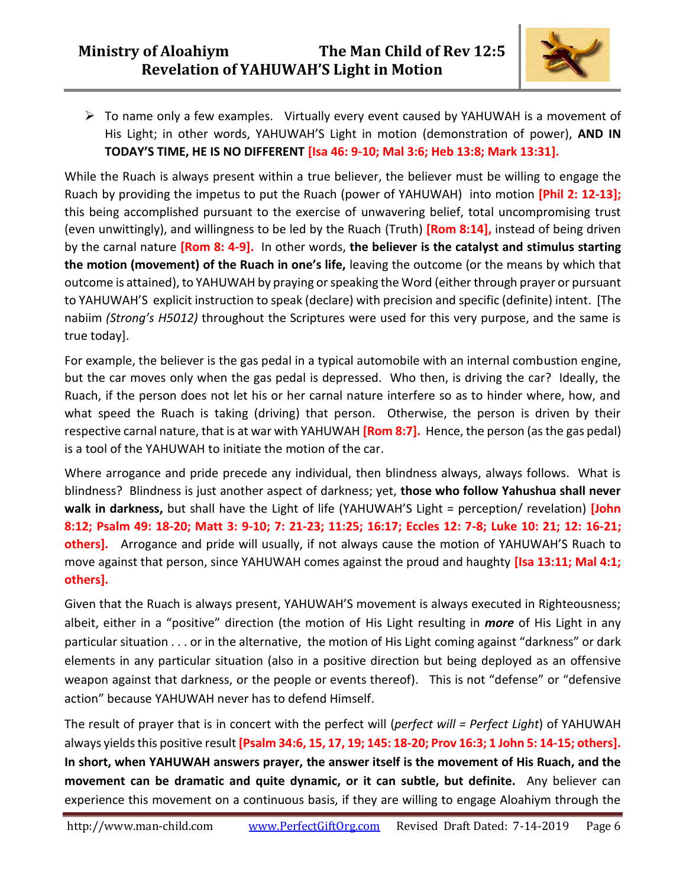- To name only a few examples. Virtually every event caused by YAHUWAH is a movement of His Light; in other words, YAHUWAH'S Light in motion (demonstration of power), **AND IN TODAY'S TIME, HE IS NO DIFFERENT [Isa 46: 9-10; Mal 3:6; Heb 13:8; Mark 13:31].**

While the Ruach is always present within a true believer, the believer must be willing to engage the Ruach by providing the impetus to put the Ruach (power of YAHUWAH) into motion **[Phil 2: 12-13];** this being accomplished pursuant to the exercise of unwavering belief, total uncompromising trust (even unwittingly), and willingness to be led by the Ruach (Truth) **[Rom 8:14],** instead of being driven by the carnal nature **[Rom 8: 4-9].** In other words, **the believer is the catalyst and stimulus starting the motion (movement) of the Ruach in one's life,** leaving the outcome (or the means by which that outcome is attained), to YAHUWAH by praying or speaking the Word (either through prayer or pursuant to YAHUWAH'S explicit instruction to speak (declare) with precision and specific (definite) intent. [The nabiim *(Strong's H5012)* throughout the Scriptures were used for this very purpose, and the same is true today].

For example, the believer is the gas pedal in a typical automobile with an internal combustion engine, but the car moves only when the gas pedal is depressed. Who then, is driving the car? Ideally, the Ruach, if the person does not let his or her carnal nature interfere so as to hinder where, how, and what speed the Ruach is taking (driving) that person. Otherwise, the person is driven by their respective carnal nature, that is at war with YAHUWAH **[Rom 8:7].** Hence, the person (as the gas pedal) is a tool of the YAHUWAH to initiate the motion of the car.

Where arrogance and pride precede any individual, then blindness always, always follows. What is blindness? Blindness is just another aspect of darkness; yet, **those who follow Yahushua shall never walk in darkness,** but shall have the Light of life (YAHUWAH'S Light = perception/ revelation) **[John 8:12; Psalm 49: 18-20; Matt 3: 9-10; 7: 21-23; 11:25; 16:17; Eccles 12: 7-8; Luke 10: 21; 12: 16-21; others].** Arrogance and pride will usually, if not always cause the motion of YAHUWAH'S Ruach to move against that person, since YAHUWAH comes against the proud and haughty **[Isa 13:11; Mal 4:1; others].**

Given that the Ruach is always present, YAHUWAH'S movement is always executed in Righteousness; albeit, either in a "positive" direction (the motion of His Light resulting in ***more*** of His Light in any particular situation . . . or in the alternative, the motion of His Light coming against "darkness" or dark elements in any particular situation (also in a positive direction but being deployed as an offensive weapon against that darkness, or the people or events thereof). This is not "defense" or "defensive action" because YAHUWAH never has to defend Himself.

The result of prayer that is in concert with the perfect will (*perfect will = Perfect Light*) of YAHUWAH always yields this positive result **[Psalm 34:6, 15, 17, 19; 145: 18-20; Prov 16:3; 1 John 5: 14-15; others]. In short, when YAHUWAH answers prayer, the answer itself is the movement of His Ruach, and the movement can be dramatic and quite dynamic, or it can subtle, but definite.** Any believer can experience this movement on a continuous basis, if they are willing to engage Aloahiym through the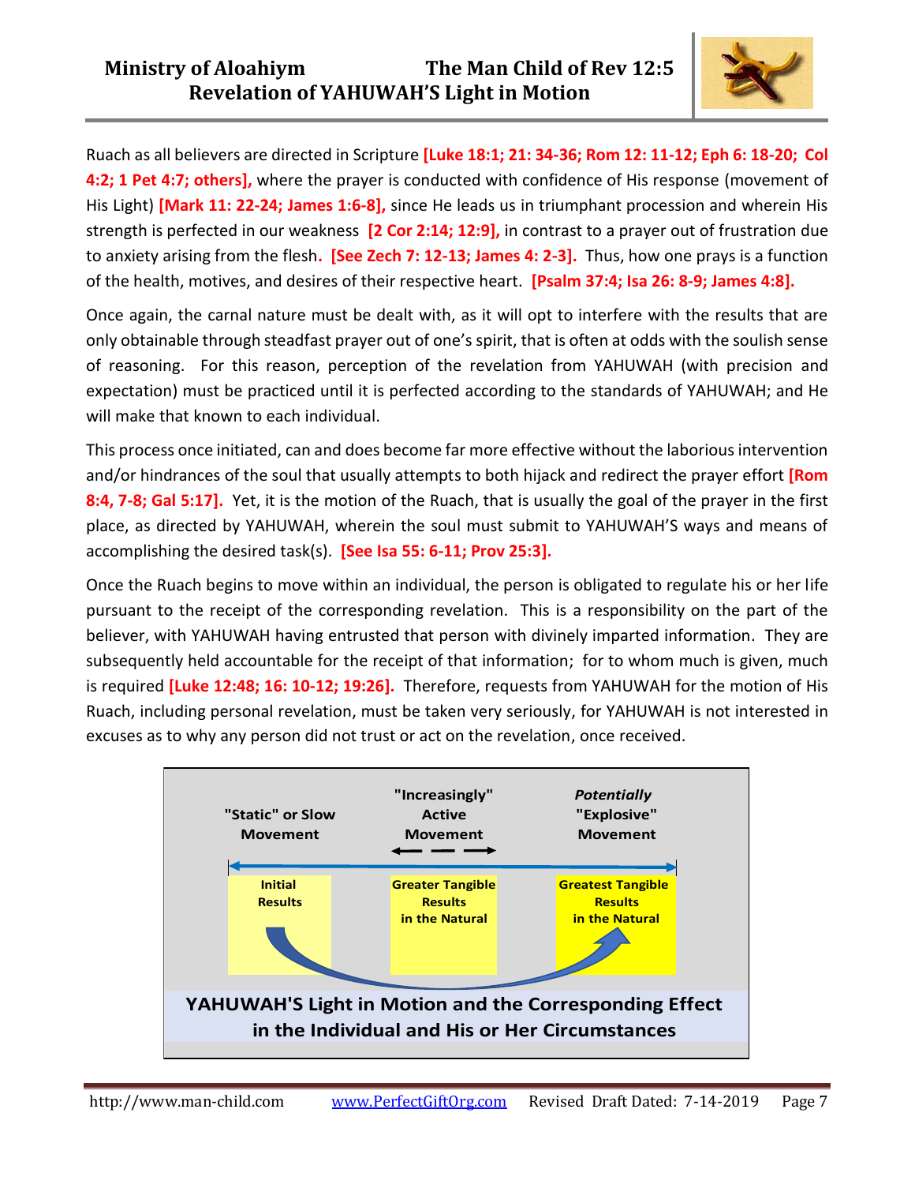Ruach as all believers are directed in Scripture **[Luke 18:1; 21: 34-36; Rom 12: 11-12; Eph 6: 18-20; Col 4:2; 1 Pet 4:7; others],** where the prayer is conducted with confidence of His response (movement of His Light) **[Mark 11: 22-24; James 1:6-8],** since He leads us in triumphant procession and wherein His strength is perfected in our weakness **[2 Cor 2:14; 12:9],** in contrast to a prayer out of frustration due to anxiety arising from the flesh**. [See Zech 7: 12-13; James 4: 2-3].** Thus, how one prays is a function of the health, motives, and desires of their respective heart. **[Psalm 37:4; Isa 26: 8-9; James 4:8].**

Once again, the carnal nature must be dealt with, as it will opt to interfere with the results that are only obtainable through steadfast prayer out of one's spirit, that is often at odds with the soulish sense of reasoning. For this reason, perception of the revelation from YAHUWAH (with precision and expectation) must be practiced until it is perfected according to the standards of YAHUWAH; and He will make that known to each individual.

This process once initiated, can and does become far more effective without the laborious intervention and/or hindrances of the soul that usually attempts to both hijack and redirect the prayer effort **[Rom 8:4, 7-8; Gal 5:17].** Yet, it is the motion of the Ruach, that is usually the goal of the prayer in the first place, as directed by YAHUWAH, wherein the soul must submit to YAHUWAH'S ways and means of accomplishing the desired task(s). **[See Isa 55: 6-11; Prov 25:3].**

Once the Ruach begins to move within an individual, the person is obligated to regulate his or her life pursuant to the receipt of the corresponding revelation. This is a responsibility on the part of the believer, with YAHUWAH having entrusted that person with divinely imparted information. They are subsequently held accountable for the receipt of that information; for to whom much is given, much is required **[Luke 12:48; 16: 10-12; 19:26].** Therefore, requests from YAHUWAH for the motion of His Ruach, including personal revelation, must be taken very seriously, for YAHUWAH is not interested in excuses as to why any person did not trust or act on the revelation, once received.

"Static" or Slow Movement

"Increasingly" Active Movement

*Potentially* "Explosive" Movement

Initial Results

Greater Tangible Results in the Natural

Greatest Tangible Results in the Natural

**YAHUWAH'S Light in Motion and the Corresponding Effect in the Individual and His or Her Circumstances**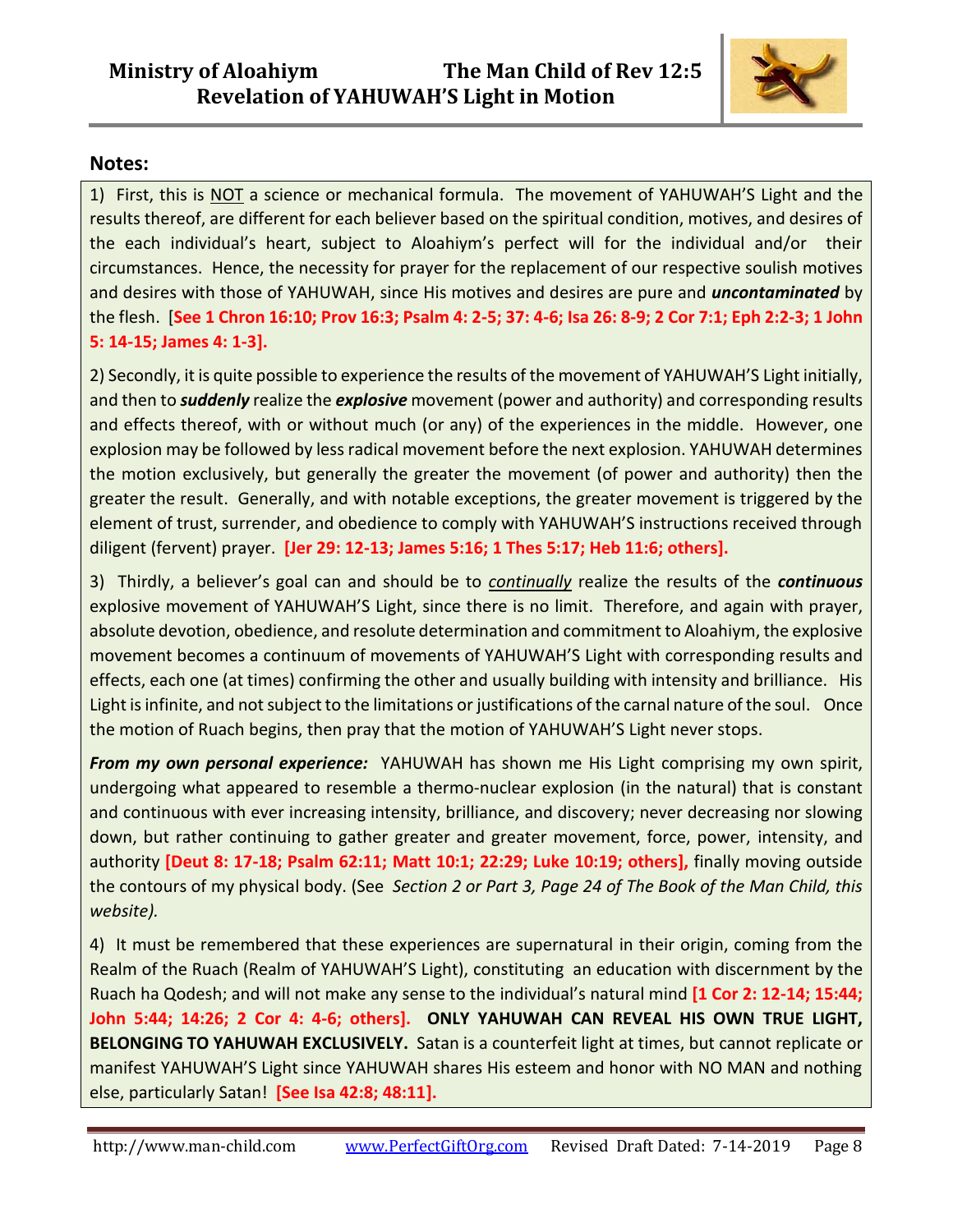## Notes:

1) First, this is NOT a science or mechanical formula. The movement of YAHUWAH'S Light and the results thereof, are different for each believer based on the spiritual condition, motives, and desires of the each individual's heart, subject to Aloahiym's perfect will for the individual and/or their circumstances. Hence, the necessity for prayer for the replacement of our respective soulish motives and desires with those of YAHUWAH, since His motives and desires are pure and ***uncontaminated*** by the flesh. **[See 1 Chron 16:10; Prov 16:3; Psalm 4: 2-5; 37: 4-6; Isa 26: 8-9; 2 Cor 7:1; Eph 2:2-3; 1 John 5: 14-15; James 4: 1-3].**

2) Secondly, it is quite possible to experience the results of the movement of YAHUWAH'S Light initially, and then to ***suddenly*** realize the ***explosive*** movement (power and authority) and corresponding results and effects thereof, with or without much (or any) of the experiences in the middle. However, one explosion may be followed by less radical movement before the next explosion. YAHUWAH determines the motion exclusively, but generally the greater the movement (of power and authority) then the greater the result. Generally, and with notable exceptions, the greater movement is triggered by the element of trust, surrender, and obedience to comply with YAHUWAH'S instructions received through diligent (fervent) prayer. **[Jer 29: 12-13; James 5:16; 1 Thes 5:17; Heb 11:6; others].**

3) Thirdly, a believer's goal can and should be to *continually* realize the results of the ***continuous*** explosive movement of YAHUWAH'S Light, since there is no limit. Therefore, and again with prayer, absolute devotion, obedience, and resolute determination and commitment to Aloahiym, the explosive movement becomes a continuum of movements of YAHUWAH'S Light with corresponding results and effects, each one (at times) confirming the other and usually building with intensity and brilliance. His Light is infinite, and not subject to the limitations or justifications of the carnal nature of the soul. Once the motion of Ruach begins, then pray that the motion of YAHUWAH'S Light never stops.

***From my own personal experience:*** YAHUWAH has shown me His Light comprising my own spirit, undergoing what appeared to resemble a thermo-nuclear explosion (in the natural) that is constant and continuous with ever increasing intensity, brilliance, and discovery; never decreasing nor slowing down, but rather continuing to gather greater and greater movement, force, power, intensity, and authority **[Deut 8: 17-18; Psalm 62:11; Matt 10:1; 22:29; Luke 10:19; others],** finally moving outside the contours of my physical body. (See *Section 2 or Part 3, Page 24 of The Book of the Man Child, this website).*

4) It must be remembered that these experiences are supernatural in their origin, coming from the Realm of the Ruach (Realm of YAHUWAH'S Light), constituting an education with discernment by the Ruach ha Qodesh; and will not make any sense to the individual's natural mind **[1 Cor 2: 12-14; 15:44; John 5:44; 14:26; 2 Cor 4: 4-6; others]. ONLY YAHUWAH CAN REVEAL HIS OWN TRUE LIGHT, BELONGING TO YAHUWAH EXCLUSIVELY.** Satan is a counterfeit light at times, but cannot replicate or manifest YAHUWAH'S Light since YAHUWAH shares His esteem and honor with NO MAN and nothing else, particularly Satan! **[See Isa 42:8; 48:11].**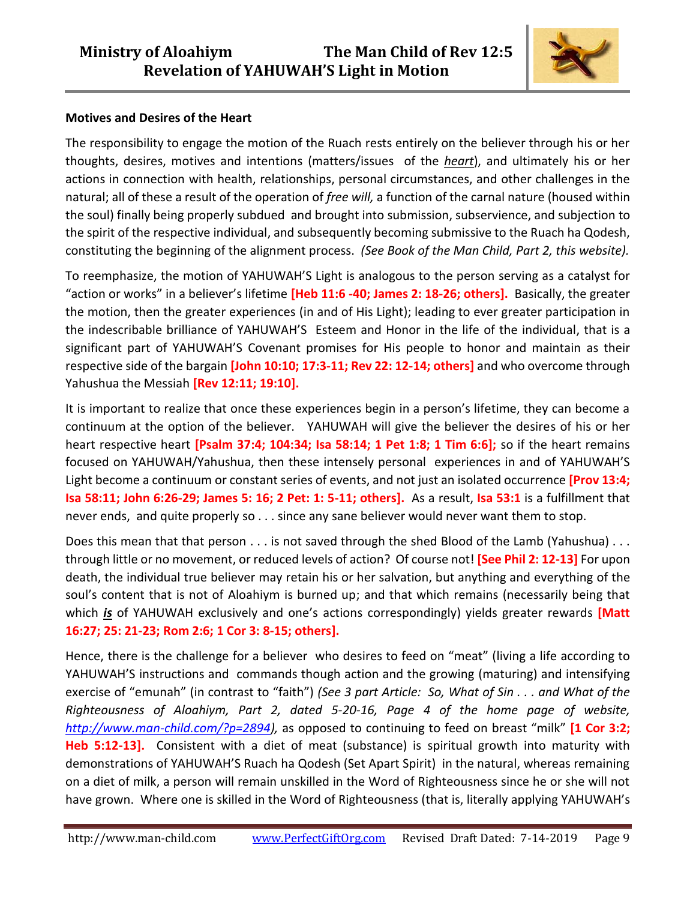**Motives and Desires of the Heart**

The responsibility to engage the motion of the Ruach rests entirely on the believer through his or her thoughts, desires, motives and intentions (matters/issues of the *heart*), and ultimately his or her actions in connection with health, relationships, personal circumstances, and other challenges in the natural; all of these a result of the operation of *free will,* a function of the carnal nature (housed within the soul) finally being properly subdued and brought into submission, subservience, and subjection to the spirit of the respective individual, and subsequently becoming submissive to the Ruach ha Qodesh, constituting the beginning of the alignment process. *(See Book of the Man Child, Part 2, this website).*

To reemphasize, the motion of YAHUWAH'S Light is analogous to the person serving as a catalyst for "action or works" in a believer's lifetime **[Heb 11:6 -40; James 2: 18-26; others].** Basically, the greater the motion, then the greater experiences (in and of His Light); leading to ever greater participation in the indescribable brilliance of YAHUWAH'S Esteem and Honor in the life of the individual, that is a significant part of YAHUWAH'S Covenant promises for His people to honor and maintain as their respective side of the bargain **[John 10:10; 17:3-11; Rev 22: 12-14; others]** and who overcome through Yahushua the Messiah **[Rev 12:11; 19:10].**

It is important to realize that once these experiences begin in a person's lifetime, they can become a continuum at the option of the believer. YAHUWAH will give the believer the desires of his or her heart respective heart **[Psalm 37:4; 104:34; Isa 58:14; 1 Pet 1:8; 1 Tim 6:6];** so if the heart remains focused on YAHUWAH/Yahushua, then these intensely personal experiences in and of YAHUWAH'S Light become a continuum or constant series of events, and not just an isolated occurrence **[Prov 13:4; Isa 58:11; John 6:26-29; James 5: 16; 2 Pet: 1: 5-11; others].** As a result, **Isa 53:1** is a fulfillment that never ends, and quite properly so . . . since any sane believer would never want them to stop.

Does this mean that that person . . . is not saved through the shed Blood of the Lamb (Yahushua) . . . through little or no movement, or reduced levels of action? Of course not! **[See Phil 2: 12-13]** For upon death, the individual true believer may retain his or her salvation, but anything and everything of the soul's content that is not of Aloahiym is burned up; and that which remains (necessarily being that which ***is*** of YAHUWAH exclusively and one's actions correspondingly) yields greater rewards **[Matt 16:27; 25: 21-23; Rom 2:6; 1 Cor 3: 8-15; others].**

Hence, there is the challenge for a believer who desires to feed on "meat" (living a life according to YAHUWAH'S instructions and commands though action and the growing (maturing) and intensifying exercise of "emunah" (in contrast to "faith") *(See 3 part Article: So, What of Sin . . . and What of the Righteousness of Aloahiym, Part 2, dated 5-20-16, Page 4 of the home page of website, http://www.man-child.com/?p=2894),* as opposed to continuing to feed on breast "milk" **[1 Cor 3:2; Heb 5:12-13].** Consistent with a diet of meat (substance) is spiritual growth into maturity with demonstrations of YAHUWAH'S Ruach ha Qodesh (Set Apart Spirit) in the natural, whereas remaining on a diet of milk, a person will remain unskilled in the Word of Righteousness since he or she will not have grown. Where one is skilled in the Word of Righteousness (that is, literally applying YAHUWAH's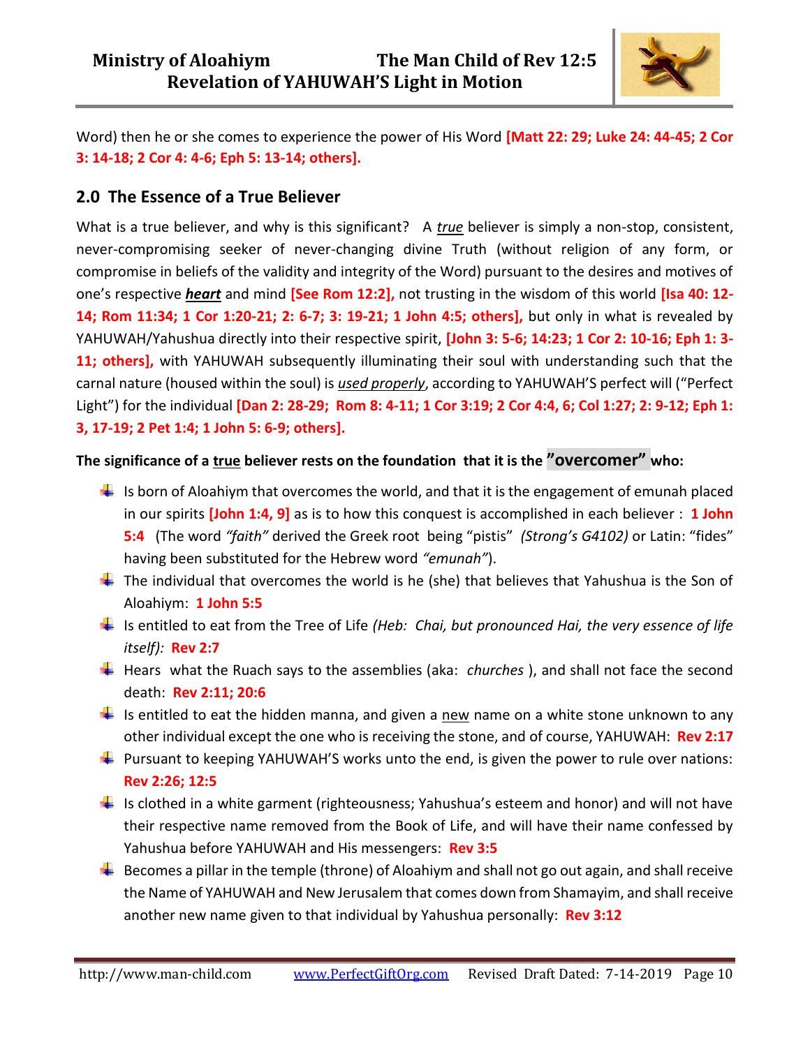Word) then he or she comes to experience the power of His Word **[Matt 22: 29; Luke 24: 44-45; 2 Cor 3: 14-18; 2 Cor 4: 4-6; Eph 5: 13-14; others].**

## 2.0 The Essence of a True Believer

What is a true believer, and why is this significant? A *true* believer is simply a non-stop, consistent, never-compromising seeker of never-changing divine Truth (without religion of any form, or compromise in beliefs of the validity and integrity of the Word) pursuant to the desires and motives of one's respective ***heart*** and mind **[See Rom 12:2],** not trusting in the wisdom of this world **[Isa 40: 12-14; Rom 11:34; 1 Cor 1:20-21; 2: 6-7; 3: 19-21; 1 John 4:5; others],** but only in what is revealed by YAHUWAH/Yahushua directly into their respective spirit, **[John 3: 5-6; 14:23; 1 Cor 2: 10-16; Eph 1: 3-11; others],** with YAHUWAH subsequently illuminating their soul with understanding such that the carnal nature (housed within the soul) is *used properly*, according to YAHUWAH'S perfect will ("Perfect Light") for the individual **[Dan 2: 28-29; Rom 8: 4-11; 1 Cor 3:19; 2 Cor 4:4, 6; Col 1:27; 2: 9-12; Eph 1: 3, 17-19; 2 Pet 1:4; 1 John 5: 6-9; others].**

**The significance of a true believer rests on the foundation that it is the "overcomer" who:**

- Is born of Aloahiym that overcomes the world, and that it is the engagement of emunah placed in our spirits **[John 1:4, 9]** as is to how this conquest is accomplished in each believer : **1 John 5:4** (The word *"faith"* derived the Greek root being "pistis" *(Strong's G4102)* or Latin: "fides" having been substituted for the Hebrew word *"emunah"*).
- The individual that overcomes the world is he (she) that believes that Yahushua is the Son of Aloahiym: **1 John 5:5**
- Is entitled to eat from the Tree of Life *(Heb: Chai, but pronounced Hai, the very essence of life itself):* **Rev 2:7**
- Hears what the Ruach says to the assemblies (aka: *churches* ), and shall not face the second death: **Rev 2:11; 20:6**
- Is entitled to eat the hidden manna, and given a new name on a white stone unknown to any other individual except the one who is receiving the stone, and of course, YAHUWAH: **Rev 2:17**
- Pursuant to keeping YAHUWAH'S works unto the end, is given the power to rule over nations: **Rev 2:26; 12:5**
- Is clothed in a white garment (righteousness; Yahushua's esteem and honor) and will not have their respective name removed from the Book of Life, and will have their name confessed by Yahushua before YAHUWAH and His messengers: **Rev 3:5**
- Becomes a pillar in the temple (throne) of Aloahiym and shall not go out again, and shall receive the Name of YAHUWAH and New Jerusalem that comes down from Shamayim, and shall receive another new name given to that individual by Yahushua personally: **Rev 3:12**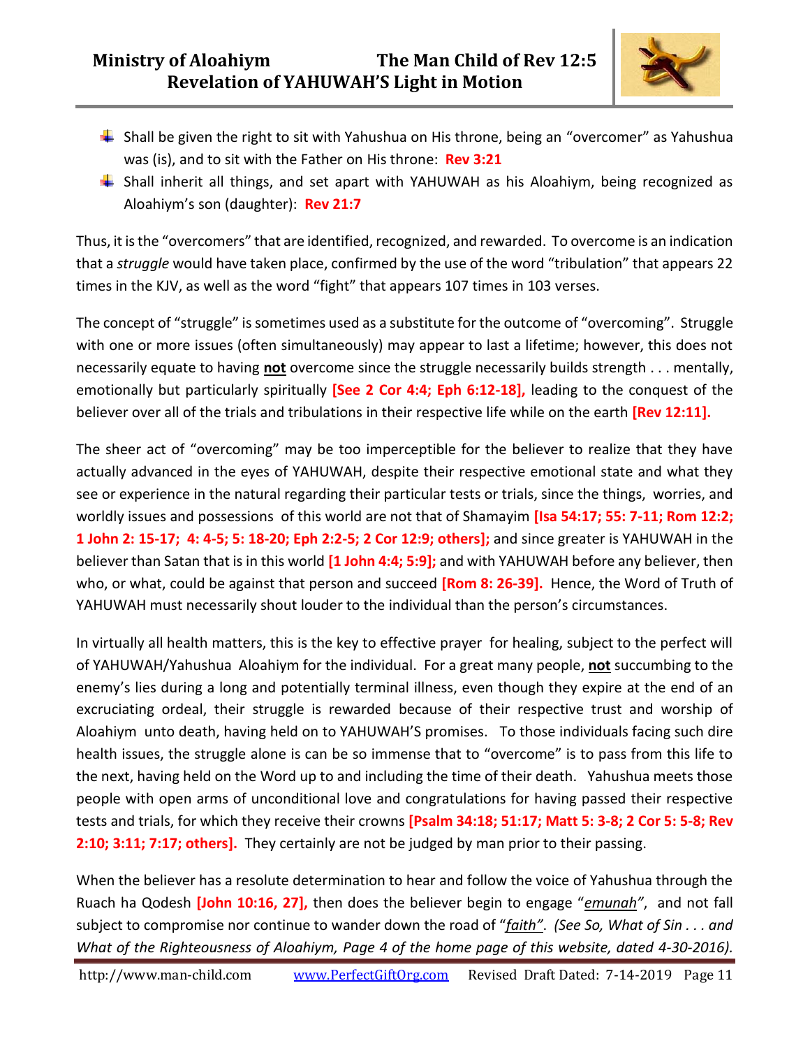- Shall be given the right to sit with Yahushua on His throne, being an "overcomer" as Yahushua was (is), and to sit with the Father on His throne: **Rev 3:21**
- Shall inherit all things, and set apart with YAHUWAH as his Aloahiym, being recognized as Aloahiym's son (daughter): **Rev 21:7**

Thus, it is the "overcomers" that are identified, recognized, and rewarded. To overcome is an indication that a *struggle* would have taken place, confirmed by the use of the word "tribulation" that appears 22 times in the KJV, as well as the word "fight" that appears 107 times in 103 verses.

The concept of "struggle" is sometimes used as a substitute for the outcome of "overcoming". Struggle with one or more issues (often simultaneously) may appear to last a lifetime; however, this does not necessarily equate to having **not** overcome since the struggle necessarily builds strength . . . mentally, emotionally but particularly spiritually **[See 2 Cor 4:4; Eph 6:12-18],** leading to the conquest of the believer over all of the trials and tribulations in their respective life while on the earth **[Rev 12:11].**

The sheer act of "overcoming" may be too imperceptible for the believer to realize that they have actually advanced in the eyes of YAHUWAH, despite their respective emotional state and what they see or experience in the natural regarding their particular tests or trials, since the things, worries, and worldly issues and possessions of this world are not that of Shamayim **[Isa 54:17; 55: 7-11; Rom 12:2; 1 John 2: 15-17; 4: 4-5; 5: 18-20; Eph 2:2-5; 2 Cor 12:9; others];** and since greater is YAHUWAH in the believer than Satan that is in this world **[1 John 4:4; 5:9];** and with YAHUWAH before any believer, then who, or what, could be against that person and succeed **[Rom 8: 26-39].** Hence, the Word of Truth of YAHUWAH must necessarily shout louder to the individual than the person's circumstances.

In virtually all health matters, this is the key to effective prayer for healing, subject to the perfect will of YAHUWAH/Yahushua Aloahiym for the individual. For a great many people, **not** succumbing to the enemy's lies during a long and potentially terminal illness, even though they expire at the end of an excruciating ordeal, their struggle is rewarded because of their respective trust and worship of Aloahiym unto death, having held on to YAHUWAH'S promises. To those individuals facing such dire health issues, the struggle alone is can be so immense that to "overcome" is to pass from this life to the next, having held on the Word up to and including the time of their death. Yahushua meets those people with open arms of unconditional love and congratulations for having passed their respective tests and trials, for which they receive their crowns **[Psalm 34:18; 51:17; Matt 5: 3-8; 2 Cor 5: 5-8; Rev 2:10; 3:11; 7:17; others].** They certainly are not be judged by man prior to their passing.

When the believer has a resolute determination to hear and follow the voice of Yahushua through the Ruach ha Qodesh **[John 10:16, 27],** then does the believer begin to engage "*emunah*", and not fall subject to compromise nor continue to wander down the road of "*faith*". *(See So, What of Sin . . . and What of the Righteousness of Aloahiym, Page 4 of the home page of this website, dated 4-30-2016).*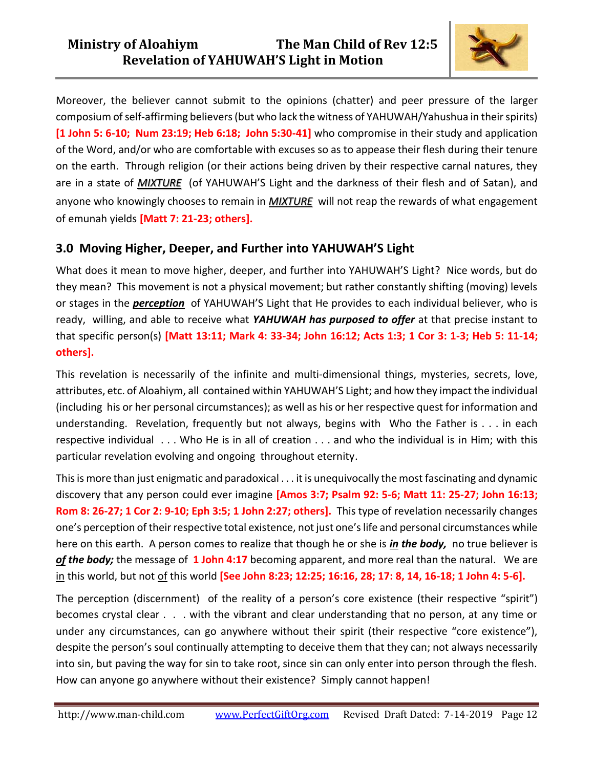Moreover, the believer cannot submit to the opinions (chatter) and peer pressure of the larger composium of self-affirming believers (but who lack the witness of YAHUWAH/Yahushua in their spirits) **[1 John 5: 6-10; Num 23:19; Heb 6:18; John 5:30-41]** who compromise in their study and application of the Word, and/or who are comfortable with excuses so as to appease their flesh during their tenure on the earth. Through religion (or their actions being driven by their respective carnal natures, they are in a state of ***MIXTURE*** (of YAHUWAH'S Light and the darkness of their flesh and of Satan), and anyone who knowingly chooses to remain in ***MIXTURE*** will not reap the rewards of what engagement of emunah yields **[Matt 7: 21-23; others].**

## 3.0 Moving Higher, Deeper, and Further into YAHUWAH'S Light

What does it mean to move higher, deeper, and further into YAHUWAH'S Light? Nice words, but do they mean? This movement is not a physical movement; but rather constantly shifting (moving) levels or stages in the ***perception*** of YAHUWAH'S Light that He provides to each individual believer, who is ready, willing, and able to receive what ***YAHUWAH has purposed to offer*** at that precise instant to that specific person(s) **[Matt 13:11; Mark 4: 33-34; John 16:12; Acts 1:3; 1 Cor 3: 1-3; Heb 5: 11-14; others].**

This revelation is necessarily of the infinite and multi-dimensional things, mysteries, secrets, love, attributes, etc. of Aloahiym, all contained within YAHUWAH'S Light; and how they impact the individual (including his or her personal circumstances); as well as his or her respective quest for information and understanding. Revelation, frequently but not always, begins with Who the Father is . . . in each respective individual . . . Who He is in all of creation . . . and who the individual is in Him; with this particular revelation evolving and ongoing throughout eternity.

This is more than just enigmatic and paradoxical . . . it is unequivocally the most fascinating and dynamic discovery that any person could ever imagine **[Amos 3:7; Psalm 92: 5-6; Matt 11: 25-27; John 16:13; Rom 8: 26-27; 1 Cor 2: 9-10; Eph 3:5; 1 John 2:27; others].** This type of revelation necessarily changes one's perception of their respective total existence, not just one's life and personal circumstances while here on this earth. A person comes to realize that though he or she is ***in the body,*** no true believer is ***of the body;*** the message of **1 John 4:17** becoming apparent, and more real than the natural. We are in this world, but not of this world **[See John 8:23; 12:25; 16:16, 28; 17: 8, 14, 16-18; 1 John 4: 5-6].**

The perception (discernment) of the reality of a person's core existence (their respective "spirit") becomes crystal clear . . . with the vibrant and clear understanding that no person, at any time or under any circumstances, can go anywhere without their spirit (their respective "core existence"), despite the person's soul continually attempting to deceive them that they can; not always necessarily into sin, but paving the way for sin to take root, since sin can only enter into person through the flesh. How can anyone go anywhere without their existence? Simply cannot happen!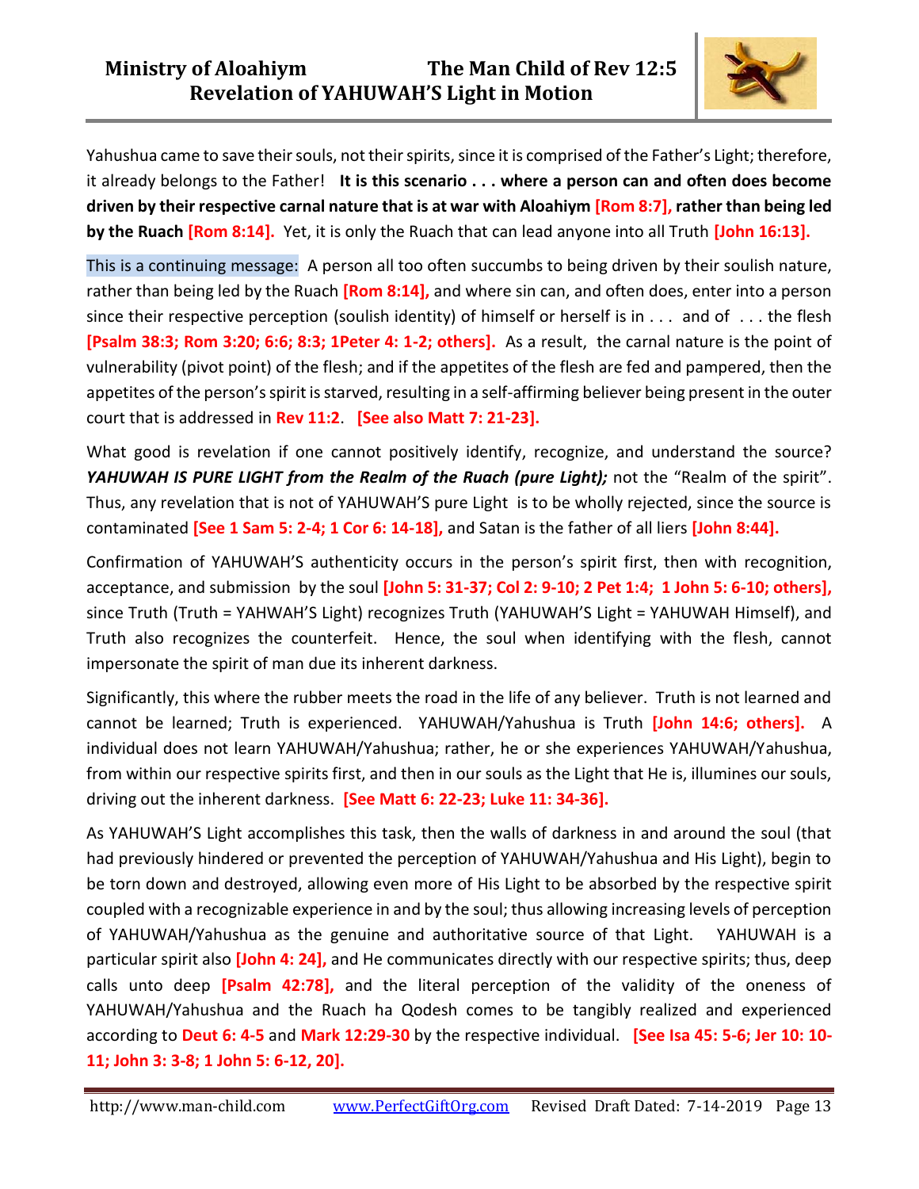Yahushua came to save their souls, not their spirits, since it is comprised of the Father's Light; therefore, it already belongs to the Father! **It is this scenario . . . where a person can and often does become driven by their respective carnal nature that is at war with Aloahiym [Rom 8:7], rather than being led by the Ruach [Rom 8:14].** Yet, it is only the Ruach that can lead anyone into all Truth **[John 16:13].**

This is a continuing message: A person all too often succumbs to being driven by their soulish nature, rather than being led by the Ruach **[Rom 8:14],** and where sin can, and often does, enter into a person since their respective perception (soulish identity) of himself or herself is in . . . and of . . . the flesh **[Psalm 38:3; Rom 3:20; 6:6; 8:3; 1Peter 4: 1-2; others].** As a result, the carnal nature is the point of vulnerability (pivot point) of the flesh; and if the appetites of the flesh are fed and pampered, then the appetites of the person's spirit is starved, resulting in a self-affirming believer being present in the outer court that is addressed in **Rev 11:2**. **[See also Matt 7: 21-23].**

What good is revelation if one cannot positively identify, recognize, and understand the source? ***YAHUWAH IS PURE LIGHT from the Realm of the Ruach (pure Light);*** not the "Realm of the spirit". Thus, any revelation that is not of YAHUWAH'S pure Light is to be wholly rejected, since the source is contaminated **[See 1 Sam 5: 2-4; 1 Cor 6: 14-18],** and Satan is the father of all liers **[John 8:44].**

Confirmation of YAHUWAH'S authenticity occurs in the person's spirit first, then with recognition, acceptance, and submission by the soul **[John 5: 31-37; Col 2: 9-10; 2 Pet 1:4; 1 John 5: 6-10; others],** since Truth (Truth = YAHWAH'S Light) recognizes Truth (YAHUWAH'S Light = YAHUWAH Himself), and Truth also recognizes the counterfeit. Hence, the soul when identifying with the flesh, cannot impersonate the spirit of man due its inherent darkness.

Significantly, this where the rubber meets the road in the life of any believer. Truth is not learned and cannot be learned; Truth is experienced. YAHUWAH/Yahushua is Truth **[John 14:6; others].** A individual does not learn YAHUWAH/Yahushua; rather, he or she experiences YAHUWAH/Yahushua, from within our respective spirits first, and then in our souls as the Light that He is, illumines our souls, driving out the inherent darkness. **[See Matt 6: 22-23; Luke 11: 34-36].**

As YAHUWAH'S Light accomplishes this task, then the walls of darkness in and around the soul (that had previously hindered or prevented the perception of YAHUWAH/Yahushua and His Light), begin to be torn down and destroyed, allowing even more of His Light to be absorbed by the respective spirit coupled with a recognizable experience in and by the soul; thus allowing increasing levels of perception of YAHUWAH/Yahushua as the genuine and authoritative source of that Light. YAHUWAH is a particular spirit also **[John 4: 24],** and He communicates directly with our respective spirits; thus, deep calls unto deep **[Psalm 42:78],** and the literal perception of the validity of the oneness of YAHUWAH/Yahushua and the Ruach ha Qodesh comes to be tangibly realized and experienced according to **Deut 6: 4-5** and **Mark 12:29-30** by the respective individual. **[See Isa 45: 5-6; Jer 10: 10-11; John 3: 3-8; 1 John 5: 6-12, 20].**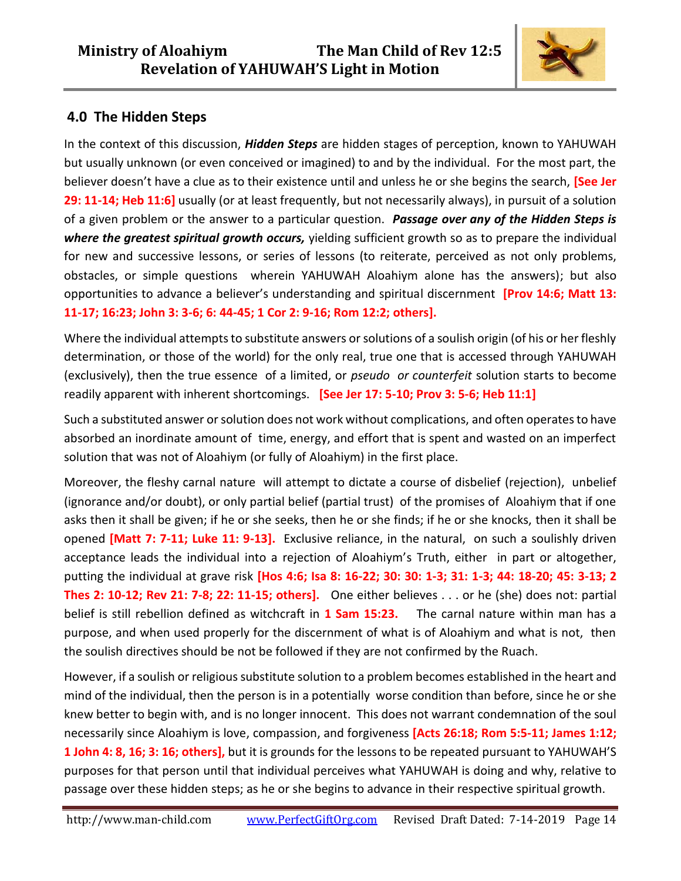## 4.0 The Hidden Steps

In the context of this discussion, ***Hidden Steps*** are hidden stages of perception, known to YAHUWAH but usually unknown (or even conceived or imagined) to and by the individual. For the most part, the believer doesn't have a clue as to their existence until and unless he or she begins the search, **[See Jer 29: 11-14; Heb 11:6]** usually (or at least frequently, but not necessarily always), in pursuit of a solution of a given problem or the answer to a particular question. ***Passage over any of the Hidden Steps is where the greatest spiritual growth occurs,*** yielding sufficient growth so as to prepare the individual for new and successive lessons, or series of lessons (to reiterate, perceived as not only problems, obstacles, or simple questions wherein YAHUWAH Aloahiym alone has the answers); but also opportunities to advance a believer's understanding and spiritual discernment **[Prov 14:6; Matt 13: 11-17; 16:23; John 3: 3-6; 6: 44-45; 1 Cor 2: 9-16; Rom 12:2; others].**

Where the individual attempts to substitute answers or solutions of a soulish origin (of his or her fleshly determination, or those of the world) for the only real, true one that is accessed through YAHUWAH (exclusively), then the true essence of a limited, or *pseudo or counterfeit* solution starts to become readily apparent with inherent shortcomings. **[See Jer 17: 5-10; Prov 3: 5-6; Heb 11:1]**

Such a substituted answer or solution does not work without complications, and often operates to have absorbed an inordinate amount of time, energy, and effort that is spent and wasted on an imperfect solution that was not of Aloahiym (or fully of Aloahiym) in the first place.

Moreover, the fleshy carnal nature will attempt to dictate a course of disbelief (rejection), unbelief (ignorance and/or doubt), or only partial belief (partial trust) of the promises of Aloahiym that if one asks then it shall be given; if he or she seeks, then he or she finds; if he or she knocks, then it shall be opened **[Matt 7: 7-11; Luke 11: 9-13].** Exclusive reliance, in the natural, on such a soulishly driven acceptance leads the individual into a rejection of Aloahiym's Truth, either in part or altogether, putting the individual at grave risk **[Hos 4:6; Isa 8: 16-22; 30: 30: 1-3; 31: 1-3; 44: 18-20; 45: 3-13; 2 Thes 2: 10-12; Rev 21: 7-8; 22: 11-15; others].** One either believes . . . or he (she) does not: partial belief is still rebellion defined as witchcraft in **1 Sam 15:23.** The carnal nature within man has a purpose, and when used properly for the discernment of what is of Aloahiym and what is not, then the soulish directives should be not be followed if they are not confirmed by the Ruach.

However, if a soulish or religious substitute solution to a problem becomes established in the heart and mind of the individual, then the person is in a potentially worse condition than before, since he or she knew better to begin with, and is no longer innocent. This does not warrant condemnation of the soul necessarily since Aloahiym is love, compassion, and forgiveness **[Acts 26:18; Rom 5:5-11; James 1:12; 1 John 4: 8, 16; 3: 16; others],** but it is grounds for the lessons to be repeated pursuant to YAHUWAH'S purposes for that person until that individual perceives what YAHUWAH is doing and why, relative to passage over these hidden steps; as he or she begins to advance in their respective spiritual growth.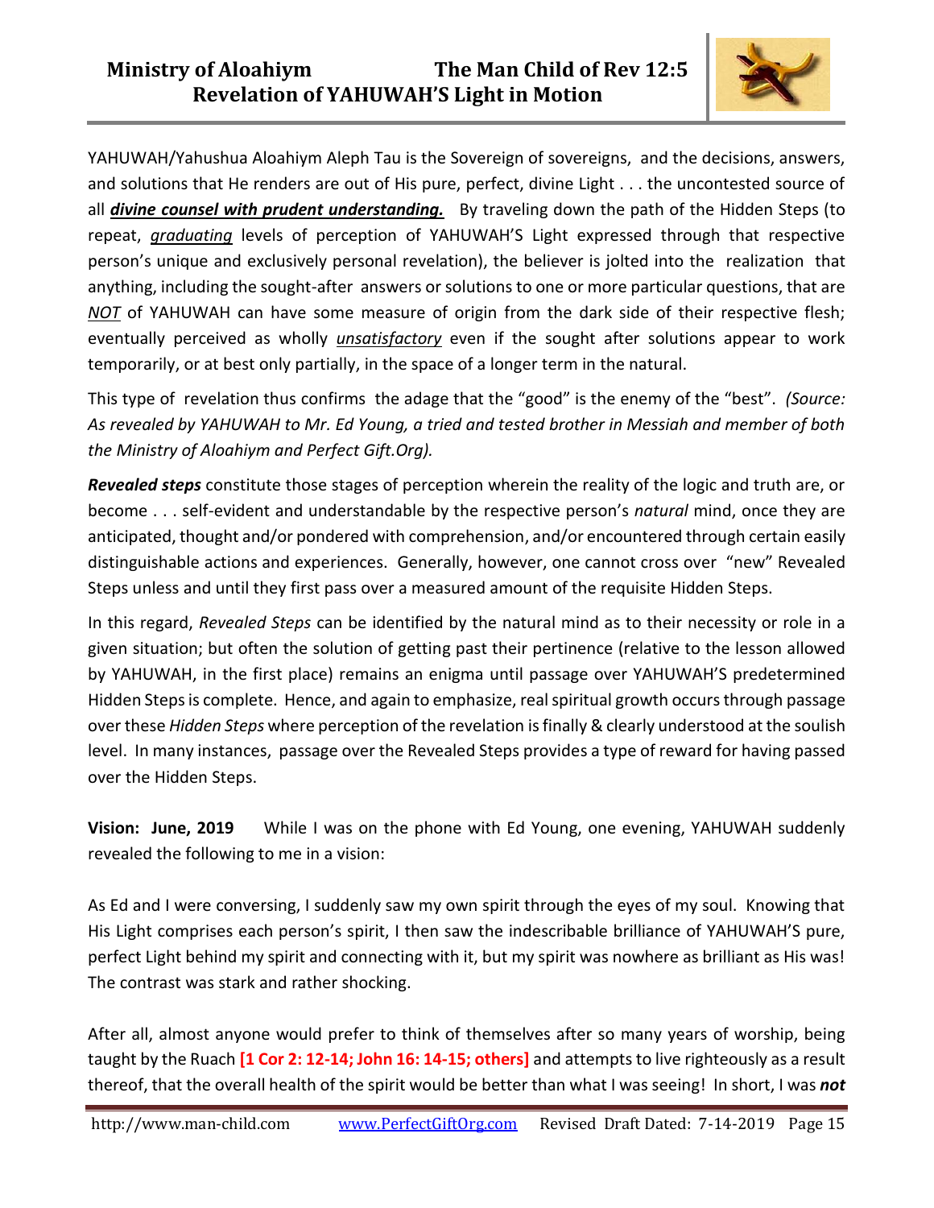YAHUWAH/Yahushua Aloahiym Aleph Tau is the Sovereign of sovereigns, and the decisions, answers, and solutions that He renders are out of His pure, perfect, divine Light . . . the uncontested source of all ***divine counsel with prudent understanding.*** By traveling down the path of the Hidden Steps (to repeat, *graduating* levels of perception of YAHUWAH'S Light expressed through that respective person's unique and exclusively personal revelation), the believer is jolted into the realization that anything, including the sought-after answers or solutions to one or more particular questions, that are *NOT* of YAHUWAH can have some measure of origin from the dark side of their respective flesh; eventually perceived as wholly *unsatisfactory* even if the sought after solutions appear to work temporarily, or at best only partially, in the space of a longer term in the natural.

This type of revelation thus confirms the adage that the "good" is the enemy of the "best". *(Source: As revealed by YAHUWAH to Mr. Ed Young, a tried and tested brother in Messiah and member of both the Ministry of Aloahiym and Perfect Gift.Org).*

***Revealed steps*** constitute those stages of perception wherein the reality of the logic and truth are, or become . . . self-evident and understandable by the respective person's *natural* mind, once they are anticipated, thought and/or pondered with comprehension, and/or encountered through certain easily distinguishable actions and experiences. Generally, however, one cannot cross over "new" Revealed Steps unless and until they first pass over a measured amount of the requisite Hidden Steps.

In this regard, *Revealed Steps* can be identified by the natural mind as to their necessity or role in a given situation; but often the solution of getting past their pertinence (relative to the lesson allowed by YAHUWAH, in the first place) remains an enigma until passage over YAHUWAH'S predetermined Hidden Steps is complete. Hence, and again to emphasize, real spiritual growth occurs through passage over these *Hidden Steps* where perception of the revelation is finally & clearly understood at the soulish level. In many instances, passage over the Revealed Steps provides a type of reward for having passed over the Hidden Steps.

**Vision: June, 2019** While I was on the phone with Ed Young, one evening, YAHUWAH suddenly revealed the following to me in a vision:

As Ed and I were conversing, I suddenly saw my own spirit through the eyes of my soul. Knowing that His Light comprises each person's spirit, I then saw the indescribable brilliance of YAHUWAH'S pure, perfect Light behind my spirit and connecting with it, but my spirit was nowhere as brilliant as His was! The contrast was stark and rather shocking.

After all, almost anyone would prefer to think of themselves after so many years of worship, being taught by the Ruach **[1 Cor 2: 12-14; John 16: 14-15; others]** and attempts to live righteously as a result thereof, that the overall health of the spirit would be better than what I was seeing! In short, I was ***not***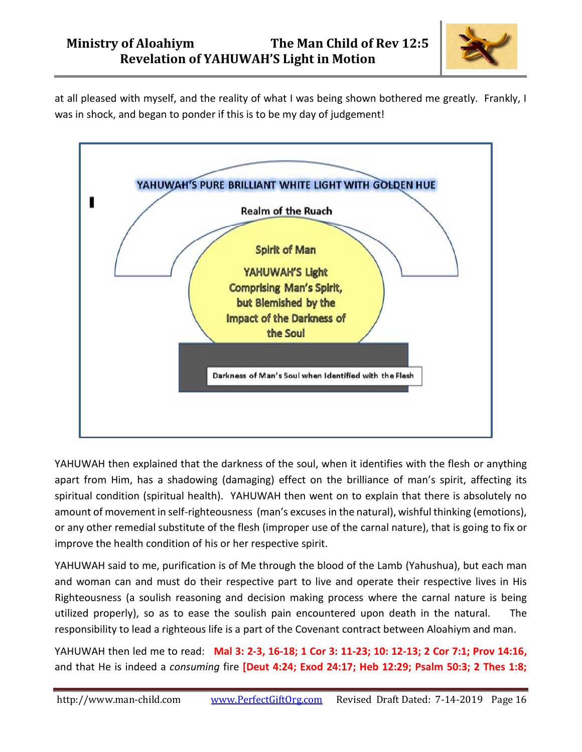at all pleased with myself, and the reality of what I was being shown bothered me greatly. Frankly, I was in shock, and began to ponder if this is to be my day of judgement!

YAHUWAH'S PURE BRILLIANT WHITE LIGHT WITH GOLDEN HUE

Realm of the Ruach

Spirit of Man

YAHUWAH'S Light Comprising Man's Spirit, but Blemished by the Impact of the Darkness of the Soul

Darkness of Man's Soul when Identified with the Flesh

YAHUWAH then explained that the darkness of the soul, when it identifies with the flesh or anything apart from Him, has a shadowing (damaging) effect on the brilliance of man's spirit, affecting its spiritual condition (spiritual health). YAHUWAH then went on to explain that there is absolutely no amount of movement in self-righteousness (man's excuses in the natural), wishful thinking (emotions), or any other remedial substitute of the flesh (improper use of the carnal nature), that is going to fix or improve the health condition of his or her respective spirit.

YAHUWAH said to me, purification is of Me through the blood of the Lamb (Yahushua), but each man and woman can and must do their respective part to live and operate their respective lives in His Righteousness (a soulish reasoning and decision making process where the carnal nature is being utilized properly), so as to ease the soulish pain encountered upon death in the natural. The responsibility to lead a righteous life is a part of the Covenant contract between Aloahiym and man.

YAHUWAH then led me to read: **Mal 3: 2-3, 16-18; 1 Cor 3: 11-23; 10: 12-13; 2 Cor 7:1; Prov 14:16,** and that He is indeed a *consuming* fire **[Deut 4:24; Exod 24:17; Heb 12:29; Psalm 50:3; 2 Thes 1:8;**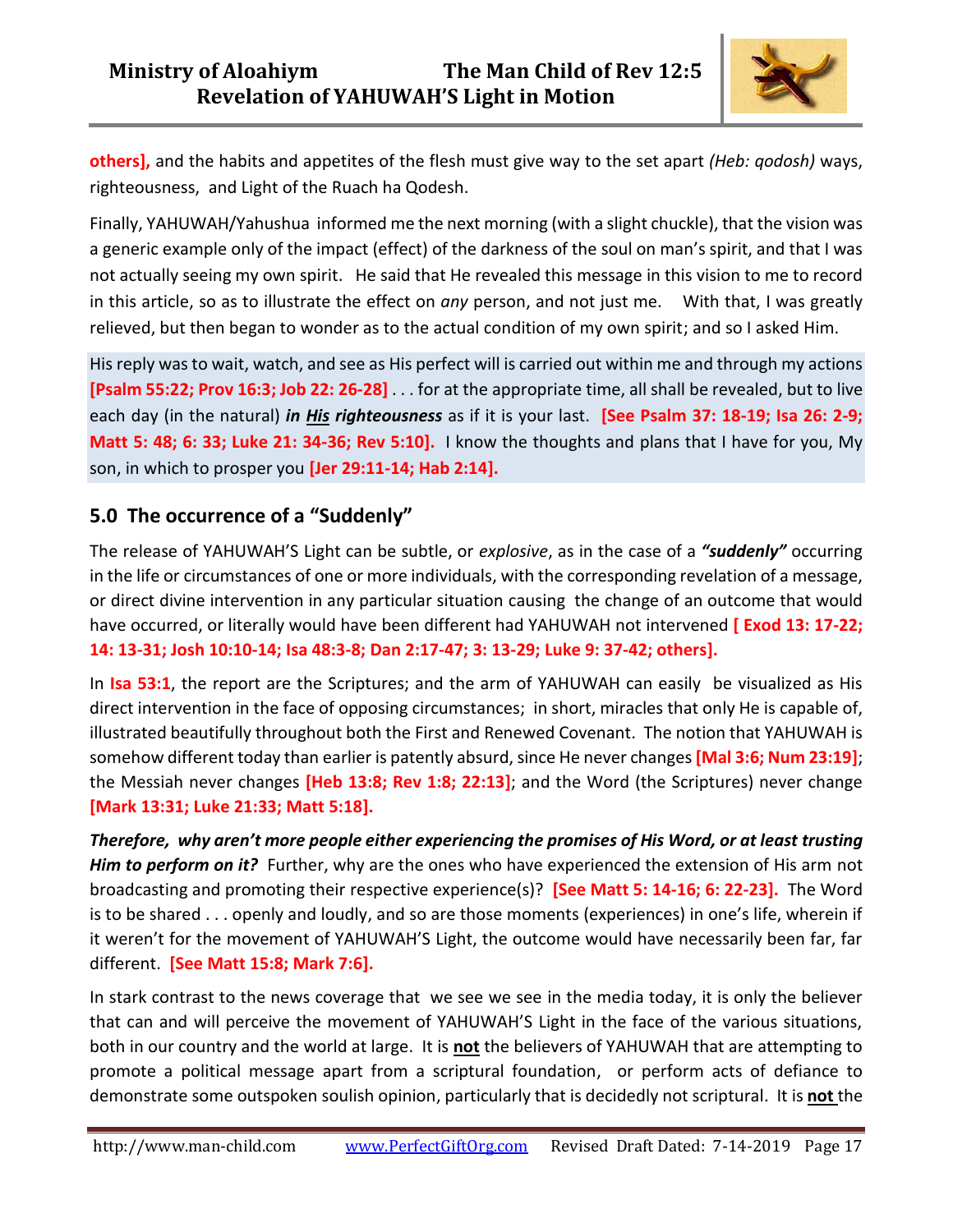**others],** and the habits and appetites of the flesh must give way to the set apart *(Heb: qodosh)* ways, righteousness, and Light of the Ruach ha Qodesh.

Finally, YAHUWAH/Yahushua informed me the next morning (with a slight chuckle), that the vision was a generic example only of the impact (effect) of the darkness of the soul on man's spirit, and that I was not actually seeing my own spirit. He said that He revealed this message in this vision to me to record in this article, so as to illustrate the effect on *any* person, and not just me. With that, I was greatly relieved, but then began to wonder as to the actual condition of my own spirit; and so I asked Him.

His reply was to wait, watch, and see as His perfect will is carried out within me and through my actions **[Psalm 55:22; Prov 16:3; Job 22: 26-28]** . . . for at the appropriate time, all shall be revealed, but to live each day (in the natural) ***in <u>His</u> righteousness*** as if it is your last. **[See Psalm 37: 18-19; Isa 26: 2-9; Matt 5: 48; 6: 33; Luke 21: 34-36; Rev 5:10].** I know the thoughts and plans that I have for you, My son, in which to prosper you **[Jer 29:11-14; Hab 2:14].**

## 5.0 The occurrence of a "Suddenly"

The release of YAHUWAH'S Light can be subtle, or *explosive*, as in the case of a ***"suddenly"*** occurring in the life or circumstances of one or more individuals, with the corresponding revelation of a message, or direct divine intervention in any particular situation causing the change of an outcome that would have occurred, or literally would have been different had YAHUWAH not intervened **[ Exod 13: 17-22; 14: 13-31; Josh 10:10-14; Isa 48:3-8; Dan 2:17-47; 3: 13-29; Luke 9: 37-42; others].**

In **Isa 53:1**, the report are the Scriptures; and the arm of YAHUWAH can easily be visualized as His direct intervention in the face of opposing circumstances; in short, miracles that only He is capable of, illustrated beautifully throughout both the First and Renewed Covenant. The notion that YAHUWAH is somehow different today than earlier is patently absurd, since He never changes **[Mal 3:6; Num 23:19]**; the Messiah never changes **[Heb 13:8; Rev 1:8; 22:13]**; and the Word (the Scriptures) never change **[Mark 13:31; Luke 21:33; Matt 5:18].**

***Therefore, why aren't more people either experiencing the promises of His Word, or at least trusting Him to perform on it?*** Further, why are the ones who have experienced the extension of His arm not broadcasting and promoting their respective experience(s)? **[See Matt 5: 14-16; 6: 22-23].** The Word is to be shared . . . openly and loudly, and so are those moments (experiences) in one's life, wherein if it weren't for the movement of YAHUWAH'S Light, the outcome would have necessarily been far, far different. **[See Matt 15:8; Mark 7:6].**

In stark contrast to the news coverage that we see we see in the media today, it is only the believer that can and will perceive the movement of YAHUWAH'S Light in the face of the various situations, both in our country and the world at large. It is **<u>not</u>** the believers of YAHUWAH that are attempting to promote a political message apart from a scriptural foundation, or perform acts of defiance to demonstrate some outspoken soulish opinion, particularly that is decidedly not scriptural. It is **<u>not</u>** the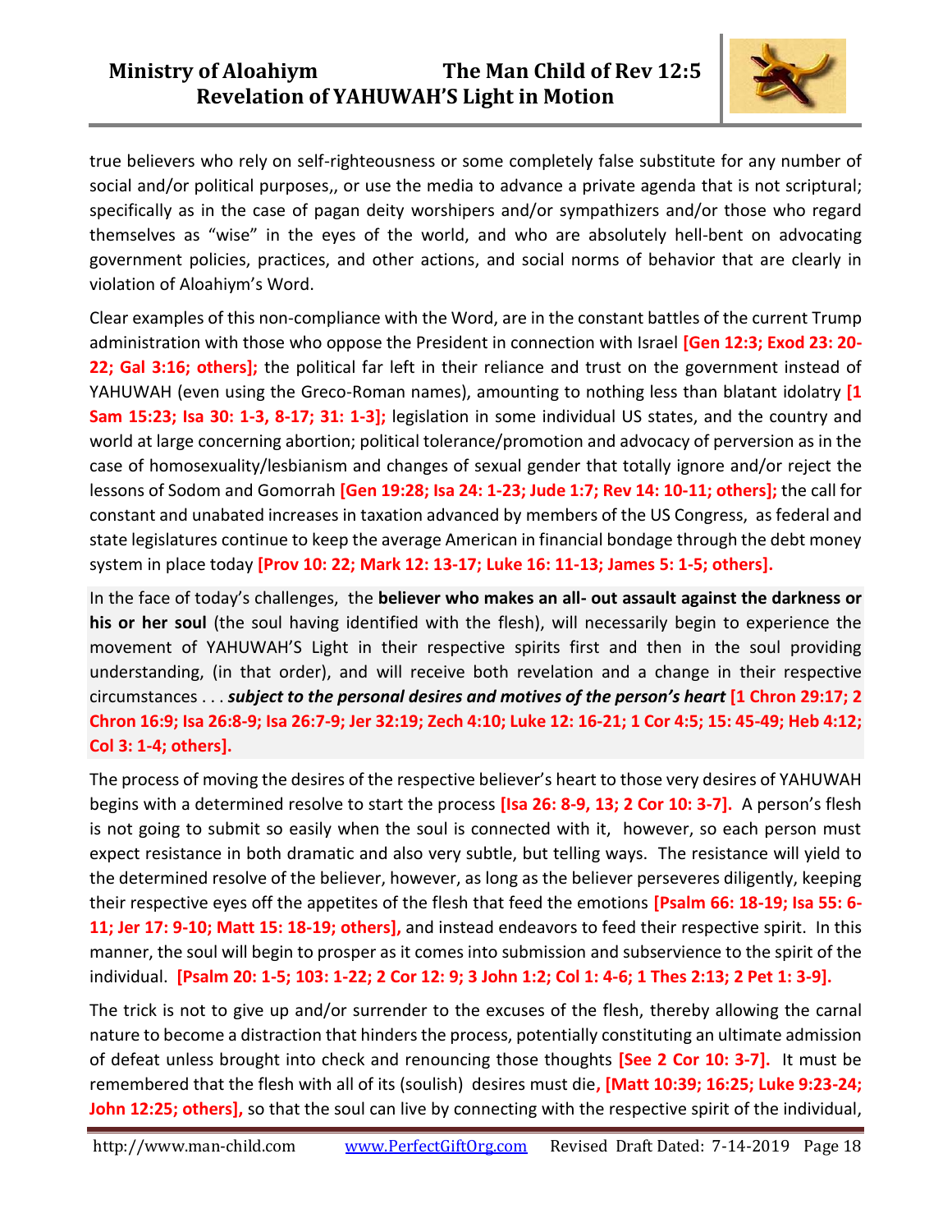true believers who rely on self-righteousness or some completely false substitute for any number of social and/or political purposes,, or use the media to advance a private agenda that is not scriptural; specifically as in the case of pagan deity worshipers and/or sympathizers and/or those who regard themselves as "wise" in the eyes of the world, and who are absolutely hell-bent on advocating government policies, practices, and other actions, and social norms of behavior that are clearly in violation of Aloahiym's Word.

Clear examples of this non-compliance with the Word, are in the constant battles of the current Trump administration with those who oppose the President in connection with Israel **[Gen 12:3; Exod 23: 20-22; Gal 3:16; others];** the political far left in their reliance and trust on the government instead of YAHUWAH (even using the Greco-Roman names), amounting to nothing less than blatant idolatry **[1 Sam 15:23; Isa 30: 1-3, 8-17; 31: 1-3];** legislation in some individual US states, and the country and world at large concerning abortion; political tolerance/promotion and advocacy of perversion as in the case of homosexuality/lesbianism and changes of sexual gender that totally ignore and/or reject the lessons of Sodom and Gomorrah **[Gen 19:28; Isa 24: 1-23; Jude 1:7; Rev 14: 10-11; others];** the call for constant and unabated increases in taxation advanced by members of the US Congress, as federal and state legislatures continue to keep the average American in financial bondage through the debt money system in place today **[Prov 10: 22; Mark 12: 13-17; Luke 16: 11-13; James 5: 1-5; others].**

In the face of today's challenges, the **believer who makes an all- out assault against the darkness or his or her soul** (the soul having identified with the flesh), will necessarily begin to experience the movement of YAHUWAH'S Light in their respective spirits first and then in the soul providing understanding, (in that order), and will receive both revelation and a change in their respective circumstances . . . ***subject to the personal desires and motives of the person's heart*** **[1 Chron 29:17; 2 Chron 16:9; Isa 26:8-9; Isa 26:7-9; Jer 32:19; Zech 4:10; Luke 12: 16-21; 1 Cor 4:5; 15: 45-49; Heb 4:12; Col 3: 1-4; others].**

The process of moving the desires of the respective believer's heart to those very desires of YAHUWAH begins with a determined resolve to start the process **[Isa 26: 8-9, 13; 2 Cor 10: 3-7].** A person's flesh is not going to submit so easily when the soul is connected with it, however, so each person must expect resistance in both dramatic and also very subtle, but telling ways. The resistance will yield to the determined resolve of the believer, however, as long as the believer perseveres diligently, keeping their respective eyes off the appetites of the flesh that feed the emotions **[Psalm 66: 18-19; Isa 55: 6-11; Jer 17: 9-10; Matt 15: 18-19; others],** and instead endeavors to feed their respective spirit. In this manner, the soul will begin to prosper as it comes into submission and subservience to the spirit of the individual. **[Psalm 20: 1-5; 103: 1-22; 2 Cor 12: 9; 3 John 1:2; Col 1: 4-6; 1 Thes 2:13; 2 Pet 1: 3-9].**

The trick is not to give up and/or surrender to the excuses of the flesh, thereby allowing the carnal nature to become a distraction that hinders the process, potentially constituting an ultimate admission of defeat unless brought into check and renouncing those thoughts **[See 2 Cor 10: 3-7].** It must be remembered that the flesh with all of its (soulish) desires must die**, [Matt 10:39; 16:25; Luke 9:23-24; John 12:25; others],** so that the soul can live by connecting with the respective spirit of the individual,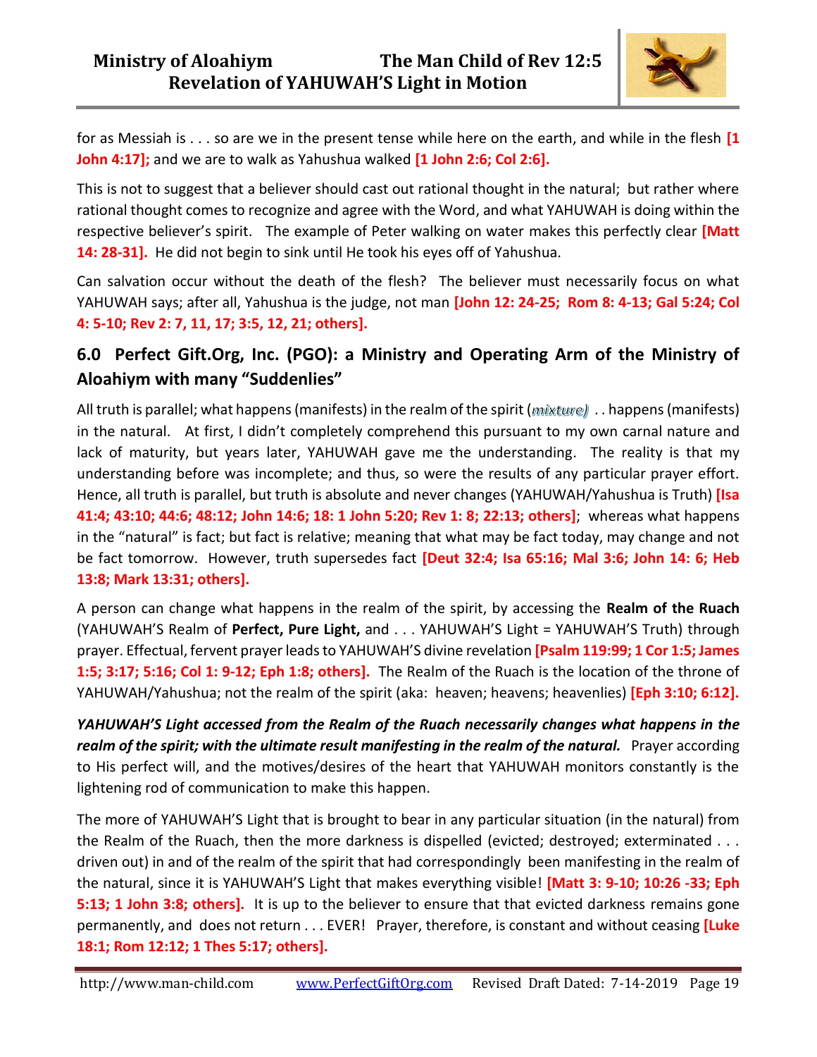for as Messiah is . . . so are we in the present tense while here on the earth, and while in the flesh **[1 John 4:17];** and we are to walk as Yahushua walked **[1 John 2:6; Col 2:6].**

This is not to suggest that a believer should cast out rational thought in the natural; but rather where rational thought comes to recognize and agree with the Word, and what YAHUWAH is doing within the respective believer's spirit. The example of Peter walking on water makes this perfectly clear **[Matt 14: 28-31].** He did not begin to sink until He took his eyes off of Yahushua.

Can salvation occur without the death of the flesh? The believer must necessarily focus on what YAHUWAH says; after all, Yahushua is the judge, not man **[John 12: 24-25; Rom 8: 4-13; Gal 5:24; Col 4: 5-10; Rev 2: 7, 11, 17; 3:5, 12, 21; others].**

## 6.0 Perfect Gift.Org, Inc. (PGO): a Ministry and Operating Arm of the Ministry of Aloahiym with many "Suddenlies"

All truth is parallel; what happens (manifests) in the realm of the spirit (*mixture)* . . happens (manifests) in the natural. At first, I didn't completely comprehend this pursuant to my own carnal nature and lack of maturity, but years later, YAHUWAH gave me the understanding. The reality is that my understanding before was incomplete; and thus, so were the results of any particular prayer effort. Hence, all truth is parallel, but truth is absolute and never changes (YAHUWAH/Yahushua is Truth) **[Isa 41:4; 43:10; 44:6; 48:12; John 14:6; 18: 1 John 5:20; Rev 1: 8; 22:13; others]**; whereas what happens in the "natural" is fact; but fact is relative; meaning that what may be fact today, may change and not be fact tomorrow. However, truth supersedes fact **[Deut 32:4; Isa 65:16; Mal 3:6; John 14: 6; Heb 13:8; Mark 13:31; others].**

A person can change what happens in the realm of the spirit, by accessing the **Realm of the Ruach** (YAHUWAH'S Realm of **Perfect, Pure Light,** and . . . YAHUWAH'S Light = YAHUWAH'S Truth) through prayer. Effectual, fervent prayer leads to YAHUWAH'S divine revelation **[Psalm 119:99; 1 Cor 1:5; James 1:5; 3:17; 5:16; Col 1: 9-12; Eph 1:8; others].** The Realm of the Ruach is the location of the throne of YAHUWAH/Yahushua; not the realm of the spirit (aka: heaven; heavens; heavenlies) **[Eph 3:10; 6:12].**

***YAHUWAH'S Light accessed from the Realm of the Ruach necessarily changes what happens in the realm of the spirit; with the ultimate result manifesting in the realm of the natural.*** Prayer according to His perfect will, and the motives/desires of the heart that YAHUWAH monitors constantly is the lightening rod of communication to make this happen.

The more of YAHUWAH'S Light that is brought to bear in any particular situation (in the natural) from the Realm of the Ruach, then the more darkness is dispelled (evicted; destroyed; exterminated . . . driven out) in and of the realm of the spirit that had correspondingly been manifesting in the realm of the natural, since it is YAHUWAH'S Light that makes everything visible! **[Matt 3: 9-10; 10:26 -33; Eph 5:13; 1 John 3:8; others].** It is up to the believer to ensure that that evicted darkness remains gone permanently, and does not return . . . EVER! Prayer, therefore, is constant and without ceasing **[Luke 18:1; Rom 12:12; 1 Thes 5:17; others].**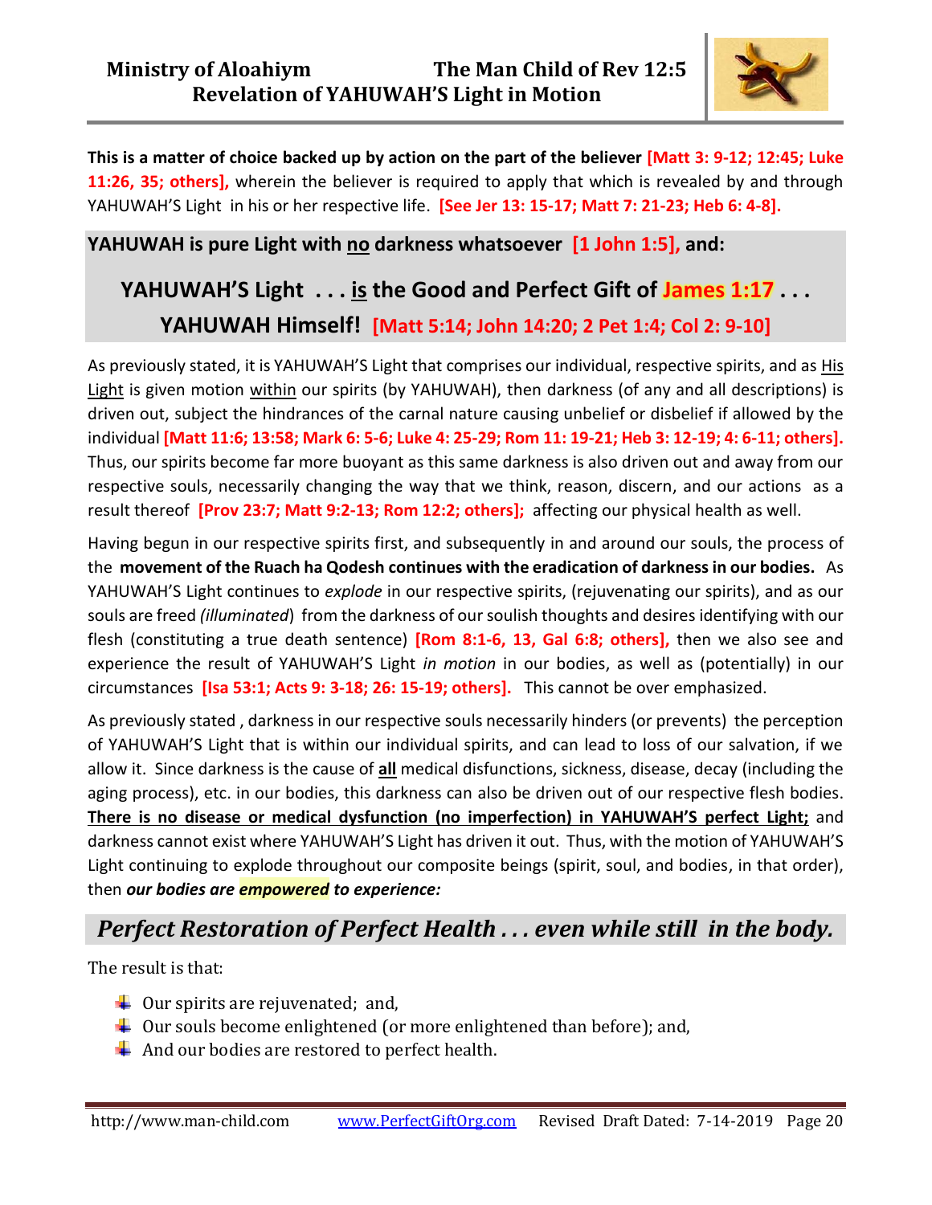**This is a matter of choice backed up by action on the part of the believer [Matt 3: 9-12; 12:45; Luke 11:26, 35; others],** wherein the believer is required to apply that which is revealed by and through YAHUWAH'S Light in his or her respective life. **[See Jer 13: 15-17; Matt 7: 21-23; Heb 6: 4-8].**

**YAHUWAH is pure Light with <u>no</u> darkness whatsoever [1 John 1:5], and:**

## YAHUWAH'S Light . . . <u>is</u> the Good and Perfect Gift of James 1:17 . . . YAHUWAH Himself! [Matt 5:14; John 14:20; 2 Pet 1:4; Col 2: 9-10]

As previously stated, it is YAHUWAH'S Light that comprises our individual, respective spirits, and as <u>His Light</u> is given motion <u>within</u> our spirits (by YAHUWAH), then darkness (of any and all descriptions) is driven out, subject the hindrances of the carnal nature causing unbelief or disbelief if allowed by the individual **[Matt 11:6; 13:58; Mark 6: 5-6; Luke 4: 25-29; Rom 11: 19-21; Heb 3: 12-19; 4: 6-11; others].** Thus, our spirits become far more buoyant as this same darkness is also driven out and away from our respective souls, necessarily changing the way that we think, reason, discern, and our actions as a result thereof **[Prov 23:7; Matt 9:2-13; Rom 12:2; others];** affecting our physical health as well.

Having begun in our respective spirits first, and subsequently in and around our souls, the process of the **movement of the Ruach ha Qodesh continues with the eradication of darkness in our bodies.** As YAHUWAH'S Light continues to *explode* in our respective spirits, (rejuvenating our spirits), and as our souls are freed *(illuminated)* from the darkness of our soulish thoughts and desires identifying with our flesh (constituting a true death sentence) **[Rom 8:1-6, 13, Gal 6:8; others],** then we also see and experience the result of YAHUWAH'S Light *in motion* in our bodies, as well as (potentially) in our circumstances **[Isa 53:1; Acts 9: 3-18; 26: 15-19; others].** This cannot be over emphasized.

As previously stated , darkness in our respective souls necessarily hinders (or prevents) the perception of YAHUWAH'S Light that is within our individual spirits, and can lead to loss of our salvation, if we allow it. Since darkness is the cause of <u>**all**</u> medical disfunctions, sickness, disease, decay (including the aging process), etc. in our bodies, this darkness can also be driven out of our respective flesh bodies. <u>**There is no disease or medical dysfunction (no imperfection) in YAHUWAH'S perfect Light;**</u> and darkness cannot exist where YAHUWAH'S Light has driven it out. Thus, with the motion of YAHUWAH'S Light continuing to explode throughout our composite beings (spirit, soul, and bodies, in that order), then ***our bodies are empowered to experience:***

## *Perfect Restoration of Perfect Health . . . even while still in the body.*

The result is that:

- Our spirits are rejuvenated; and,
- Our souls become enlightened (or more enlightened than before); and,
- And our bodies are restored to perfect health.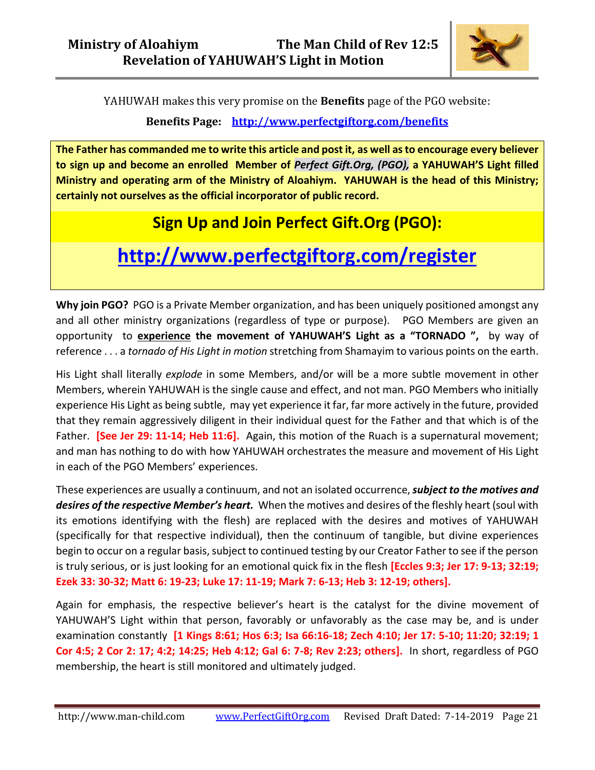YAHUWAH makes this very promise on the **Benefits** page of the PGO website:

**Benefits Page: [http://www.perfectgiftorg.com/benefits](http://www.perfectgiftorg.com/benefits)**

**The Father has commanded me to write this article and post it, as well as to encourage every believer to sign up and become an enrolled Member of *Perfect Gift.Org, (PGO),* a YAHUWAH'S Light filled Ministry and operating arm of the Ministry of Aloahiym. YAHUWAH is the head of this Ministry; certainly not ourselves as the official incorporator of public record.**

## Sign Up and Join Perfect Gift.Org (PGO):

## [http://www.perfectgiftorg.com/register](http://www.perfectgiftorg.com/register)

**Why join PGO?** PGO is a Private Member organization, and has been uniquely positioned amongst any and all other ministry organizations (regardless of type or purpose). PGO Members are given an opportunity to **experience the movement of YAHUWAH'S Light as a "TORNADO ",** by way of reference . . . a *tornado of His Light in motion* stretching from Shamayim to various points on the earth.

His Light shall literally *explode* in some Members, and/or will be a more subtle movement in other Members, wherein YAHUWAH is the single cause and effect, and not man. PGO Members who initially experience His Light as being subtle, may yet experience it far, far more actively in the future, provided that they remain aggressively diligent in their individual quest for the Father and that which is of the Father. **[See Jer 29: 11-14; Heb 11:6].** Again, this motion of the Ruach is a supernatural movement; and man has nothing to do with how YAHUWAH orchestrates the measure and movement of His Light in each of the PGO Members' experiences.

These experiences are usually a continuum, and not an isolated occurrence, ***subject to the motives and desires of the respective Member's heart.*** When the motives and desires of the fleshly heart (soul with its emotions identifying with the flesh) are replaced with the desires and motives of YAHUWAH (specifically for that respective individual), then the continuum of tangible, but divine experiences begin to occur on a regular basis, subject to continued testing by our Creator Father to see if the person is truly serious, or is just looking for an emotional quick fix in the flesh **[Eccles 9:3; Jer 17: 9-13; 32:19; Ezek 33: 30-32; Matt 6: 19-23; Luke 17: 11-19; Mark 7: 6-13; Heb 3: 12-19; others].**

Again for emphasis, the respective believer's heart is the catalyst for the divine movement of YAHUWAH'S Light within that person, favorably or unfavorably as the case may be, and is under examination constantly **[1 Kings 8:61; Hos 6:3; Isa 66:16-18; Zech 4:10; Jer 17: 5-10; 11:20; 32:19; 1 Cor 4:5; 2 Cor 2: 17; 4:2; 14:25; Heb 4:12; Gal 6: 7-8; Rev 2:23; others].** In short, regardless of PGO membership, the heart is still monitored and ultimately judged.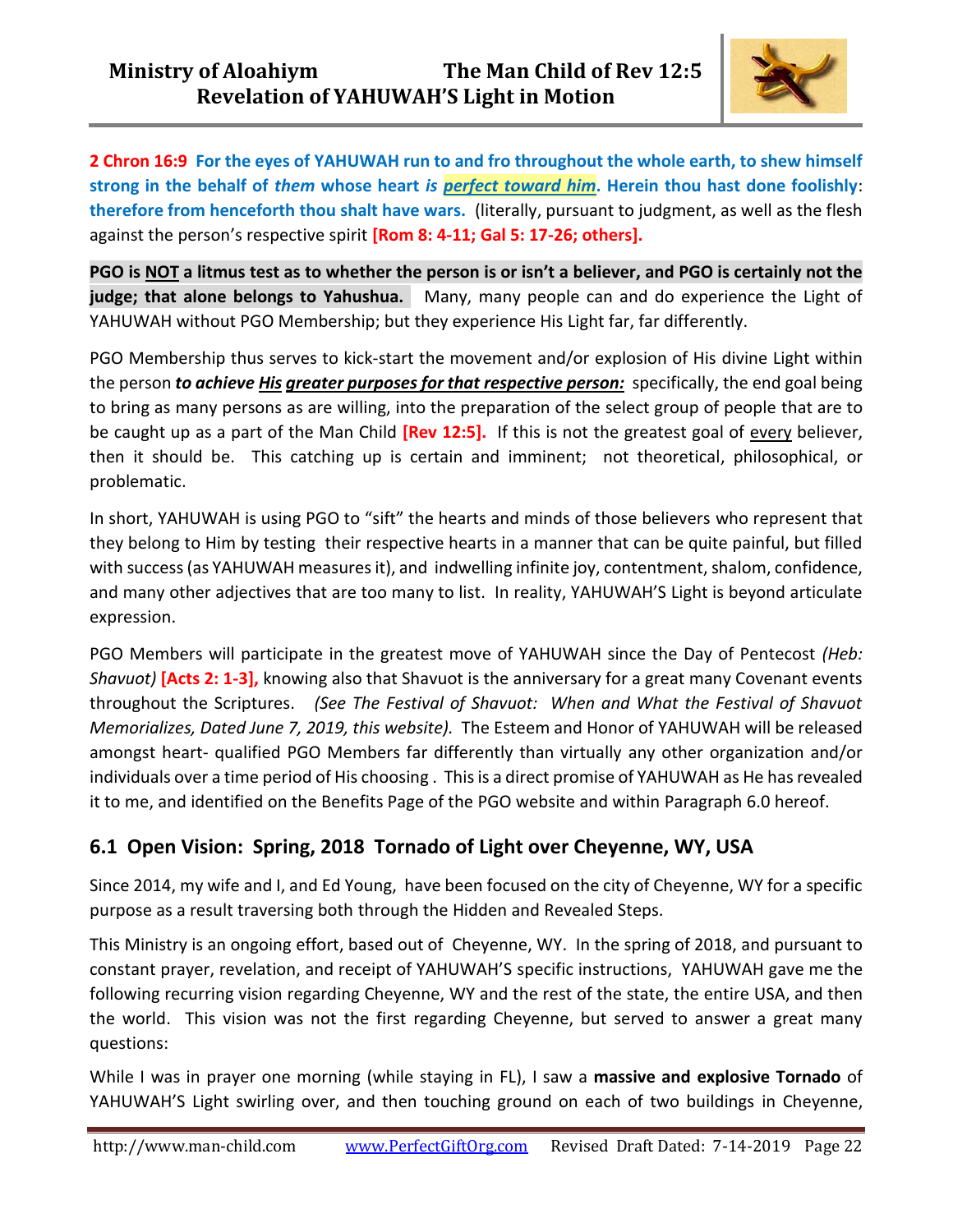**2 Chron 16:9 For the eyes of YAHUWAH run to and fro throughout the whole earth, to shew himself strong in the behalf of *them* whose heart *is* _perfect toward him_. Herein thou hast done foolishly: therefore from henceforth thou shalt have wars.** (literally, pursuant to judgment, as well as the flesh against the person's respective spirit **[Rom 8: 4-11; Gal 5: 17-26; others].**

**PGO is NOT a litmus test as to whether the person is or isn't a believer, and PGO is certainly not the judge; that alone belongs to Yahushua.** Many, many people can and do experience the Light of YAHUWAH without PGO Membership; but they experience His Light far, far differently.

PGO Membership thus serves to kick-start the movement and/or explosion of His divine Light within the person ***to achieve His greater purposes for that respective person:*** specifically, the end goal being to bring as many persons as are willing, into the preparation of the select group of people that are to be caught up as a part of the Man Child **[Rev 12:5].** If this is not the greatest goal of every believer, then it should be. This catching up is certain and imminent; not theoretical, philosophical, or problematic.

In short, YAHUWAH is using PGO to "sift" the hearts and minds of those believers who represent that they belong to Him by testing their respective hearts in a manner that can be quite painful, but filled with success (as YAHUWAH measures it), and indwelling infinite joy, contentment, shalom, confidence, and many other adjectives that are too many to list. In reality, YAHUWAH'S Light is beyond articulate expression.

PGO Members will participate in the greatest move of YAHUWAH since the Day of Pentecost *(Heb: Shavuot)* **[Acts 2: 1-3],** knowing also that Shavuot is the anniversary for a great many Covenant events throughout the Scriptures. *(See The Festival of Shavuot: When and What the Festival of Shavuot Memorializes, Dated June 7, 2019, this website).* The Esteem and Honor of YAHUWAH will be released amongst heart- qualified PGO Members far differently than virtually any other organization and/or individuals over a time period of His choosing . This is a direct promise of YAHUWAH as He has revealed it to me, and identified on the Benefits Page of the PGO website and within Paragraph 6.0 hereof.

## 6.1 Open Vision: Spring, 2018 Tornado of Light over Cheyenne, WY, USA

Since 2014, my wife and I, and Ed Young, have been focused on the city of Cheyenne, WY for a specific purpose as a result traversing both through the Hidden and Revealed Steps.

This Ministry is an ongoing effort, based out of Cheyenne, WY. In the spring of 2018, and pursuant to constant prayer, revelation, and receipt of YAHUWAH'S specific instructions, YAHUWAH gave me the following recurring vision regarding Cheyenne, WY and the rest of the state, the entire USA, and then the world. This vision was not the first regarding Cheyenne, but served to answer a great many questions:

While I was in prayer one morning (while staying in FL), I saw a **massive and explosive Tornado** of YAHUWAH'S Light swirling over, and then touching ground on each of two buildings in Cheyenne,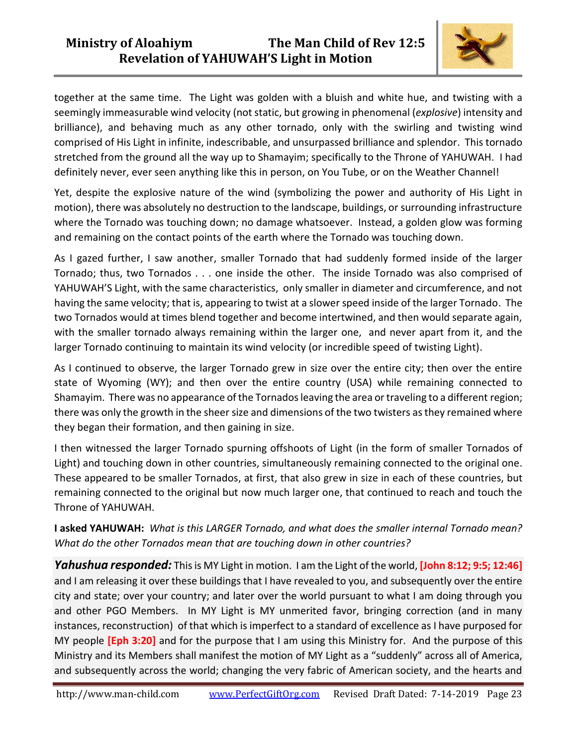together at the same time. The Light was golden with a bluish and white hue, and twisting with a seemingly immeasurable wind velocity (not static, but growing in phenomenal (*explosive*) intensity and brilliance), and behaving much as any other tornado, only with the swirling and twisting wind comprised of His Light in infinite, indescribable, and unsurpassed brilliance and splendor. This tornado stretched from the ground all the way up to Shamayim; specifically to the Throne of YAHUWAH. I had definitely never, ever seen anything like this in person, on You Tube, or on the Weather Channel!

Yet, despite the explosive nature of the wind (symbolizing the power and authority of His Light in motion), there was absolutely no destruction to the landscape, buildings, or surrounding infrastructure where the Tornado was touching down; no damage whatsoever. Instead, a golden glow was forming and remaining on the contact points of the earth where the Tornado was touching down.

As I gazed further, I saw another, smaller Tornado that had suddenly formed inside of the larger Tornado; thus, two Tornados . . . one inside the other. The inside Tornado was also comprised of YAHUWAH'S Light, with the same characteristics, only smaller in diameter and circumference, and not having the same velocity; that is, appearing to twist at a slower speed inside of the larger Tornado. The two Tornados would at times blend together and become intertwined, and then would separate again, with the smaller tornado always remaining within the larger one, and never apart from it, and the larger Tornado continuing to maintain its wind velocity (or incredible speed of twisting Light).

As I continued to observe, the larger Tornado grew in size over the entire city; then over the entire state of Wyoming (WY); and then over the entire country (USA) while remaining connected to Shamayim. There was no appearance of the Tornados leaving the area or traveling to a different region; there was only the growth in the sheer size and dimensions of the two twisters as they remained where they began their formation, and then gaining in size.

I then witnessed the larger Tornado spurning offshoots of Light (in the form of smaller Tornados of Light) and touching down in other countries, simultaneously remaining connected to the original one. These appeared to be smaller Tornados, at first, that also grew in size in each of these countries, but remaining connected to the original but now much larger one, that continued to reach and touch the Throne of YAHUWAH.

**I asked YAHUWAH:** *What is this LARGER Tornado, and what does the smaller internal Tornado mean? What do the other Tornados mean that are touching down in other countries?*

***Yahushua responded:*** This is MY Light in motion. I am the Light of the world, **[John 8:12; 9:5; 12:46]** and I am releasing it over these buildings that I have revealed to you, and subsequently over the entire city and state; over your country; and later over the world pursuant to what I am doing through you and other PGO Members. In MY Light is MY unmerited favor, bringing correction (and in many instances, reconstruction) of that which is imperfect to a standard of excellence as I have purposed for MY people **[Eph 3:20]** and for the purpose that I am using this Ministry for. And the purpose of this Ministry and its Members shall manifest the motion of MY Light as a "suddenly" across all of America, and subsequently across the world; changing the very fabric of American society, and the hearts and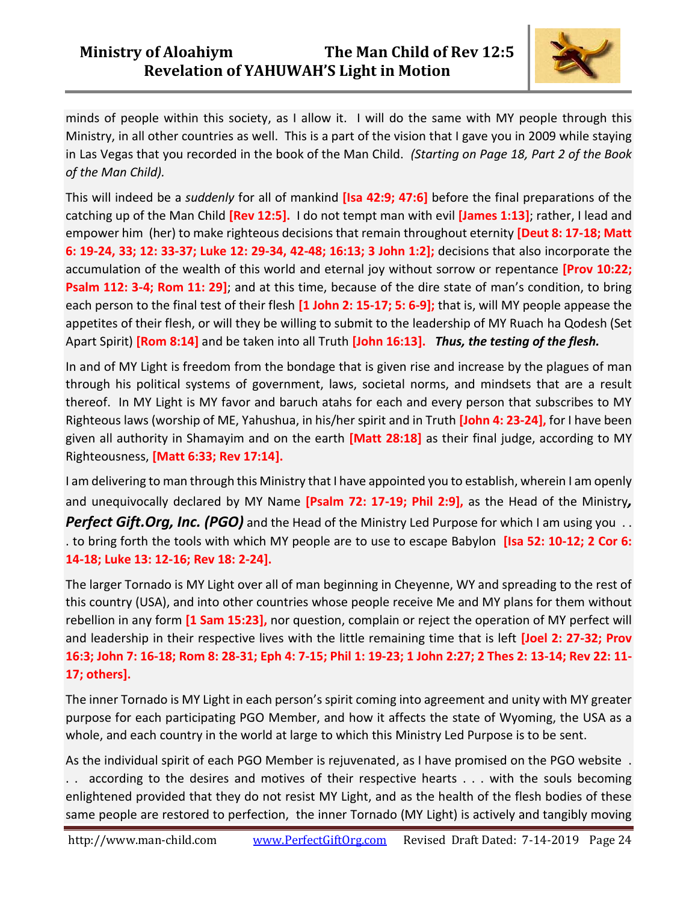minds of people within this society, as I allow it. I will do the same with MY people through this Ministry, in all other countries as well. This is a part of the vision that I gave you in 2009 while staying in Las Vegas that you recorded in the book of the Man Child. *(Starting on Page 18, Part 2 of the Book of the Man Child).*

This will indeed be a *suddenly* for all of mankind **[Isa 42:9; 47:6]** before the final preparations of the catching up of the Man Child **[Rev 12:5].** I do not tempt man with evil **[James 1:13]**; rather, I lead and empower him (her) to make righteous decisions that remain throughout eternity **[Deut 8: 17-18; Matt 6: 19-24, 33; 12: 33-37; Luke 12: 29-34, 42-48; 16:13; 3 John 1:2];** decisions that also incorporate the accumulation of the wealth of this world and eternal joy without sorrow or repentance **[Prov 10:22; Psalm 112: 3-4; Rom 11: 29]**; and at this time, because of the dire state of man's condition, to bring each person to the final test of their flesh **[1 John 2: 15-17; 5: 6-9];** that is, will MY people appease the appetites of their flesh, or will they be willing to submit to the leadership of MY Ruach ha Qodesh (Set Apart Spirit) **[Rom 8:14]** and be taken into all Truth **[John 16:13].** ***Thus, the testing of the flesh.***

In and of MY Light is freedom from the bondage that is given rise and increase by the plagues of man through his political systems of government, laws, societal norms, and mindsets that are a result thereof. In MY Light is MY favor and baruch atahs for each and every person that subscribes to MY Righteous laws (worship of ME, Yahushua, in his/her spirit and in Truth **[John 4: 23-24],** for I have been given all authority in Shamayim and on the earth **[Matt 28:18]** as their final judge, according to MY Righteousness, **[Matt 6:33; Rev 17:14].**

I am delivering to man through this Ministry that I have appointed you to establish, wherein I am openly and unequivocally declared by MY Name **[Psalm 72: 17-19; Phil 2:9],** as the Head of the Ministry***, Perfect Gift.Org, Inc. (PGO)*** and the Head of the Ministry Led Purpose for which I am using you . . . to bring forth the tools with which MY people are to use to escape Babylon **[Isa 52: 10-12; 2 Cor 6: 14-18; Luke 13: 12-16; Rev 18: 2-24].**

The larger Tornado is MY Light over all of man beginning in Cheyenne, WY and spreading to the rest of this country (USA), and into other countries whose people receive Me and MY plans for them without rebellion in any form **[1 Sam 15:23],** nor question, complain or reject the operation of MY perfect will and leadership in their respective lives with the little remaining time that is left **[Joel 2: 27-32; Prov 16:3; John 7: 16-18; Rom 8: 28-31; Eph 4: 7-15; Phil 1: 19-23; 1 John 2:27; 2 Thes 2: 13-14; Rev 22: 11-17; others].**

The inner Tornado is MY Light in each person's spirit coming into agreement and unity with MY greater purpose for each participating PGO Member, and how it affects the state of Wyoming, the USA as a whole, and each country in the world at large to which this Ministry Led Purpose is to be sent.

As the individual spirit of each PGO Member is rejuvenated, as I have promised on the PGO website . . . according to the desires and motives of their respective hearts . . . with the souls becoming enlightened provided that they do not resist MY Light, and as the health of the flesh bodies of these same people are restored to perfection, the inner Tornado (MY Light) is actively and tangibly moving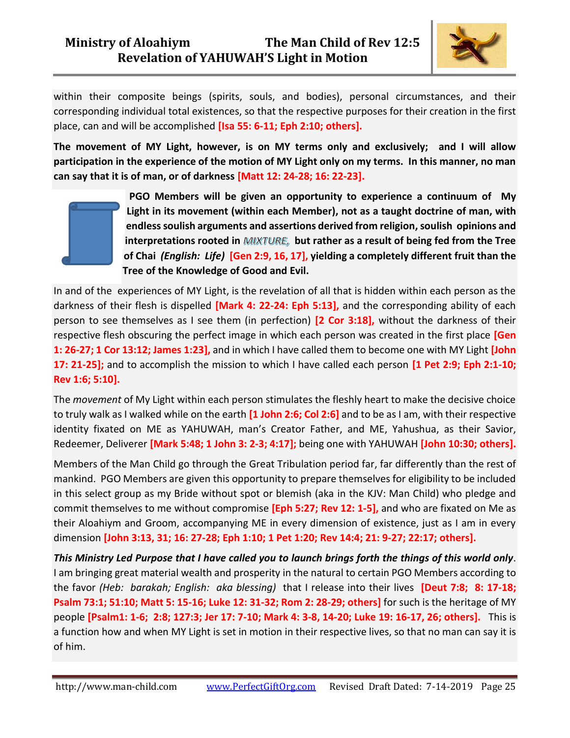within their composite beings (spirits, souls, and bodies), personal circumstances, and their corresponding individual total existences, so that the respective purposes for their creation in the first place, can and will be accomplished **[Isa 55: 6-11; Eph 2:10; others].**

**The movement of MY Light, however, is on MY terms only and exclusively; and I will allow participation in the experience of the motion of MY Light only on my terms. In this manner, no man can say that it is of man, or of darkness [Matt 12: 24-28; 16: 22-23].**

**PGO Members will be given an opportunity to experience a continuum of My Light in its movement (within each Member), not as a taught doctrine of man, with endless soulish arguments and assertions derived from religion, soulish opinions and interpretations rooted in *MIXTURE*, but rather as a result of being fed from the Tree of Chai *(English: Life)* [Gen 2:9, 16, 17], yielding a completely different fruit than the Tree of the Knowledge of Good and Evil.**

In and of the experiences of MY Light, is the revelation of all that is hidden within each person as the darkness of their flesh is dispelled **[Mark 4: 22-24: Eph 5:13],** and the corresponding ability of each person to see themselves as I see them (in perfection) **[2 Cor 3:18],** without the darkness of their respective flesh obscuring the perfect image in which each person was created in the first place **[Gen 1: 26-27; 1 Cor 13:12; James 1:23],** and in which I have called them to become one with MY Light **[John 17: 21-25];** and to accomplish the mission to which I have called each person **[1 Pet 2:9; Eph 2:1-10; Rev 1:6; 5:10].**

The *movement* of My Light within each person stimulates the fleshly heart to make the decisive choice to truly walk as I walked while on the earth **[1 John 2:6; Col 2:6]** and to be as I am, with their respective identity fixated on ME as YAHUWAH, man's Creator Father, and ME, Yahushua, as their Savior, Redeemer, Deliverer **[Mark 5:48; 1 John 3: 2-3; 4:17];** being one with YAHUWAH **[John 10:30; others].**

Members of the Man Child go through the Great Tribulation period far, far differently than the rest of mankind. PGO Members are given this opportunity to prepare themselves for eligibility to be included in this select group as my Bride without spot or blemish (aka in the KJV: Man Child) who pledge and commit themselves to me without compromise **[Eph 5:27; Rev 12: 1-5],** and who are fixated on Me as their Aloahiym and Groom, accompanying ME in every dimension of existence, just as I am in every dimension **[John 3:13, 31; 16: 27-28; Eph 1:10; 1 Pet 1:20; Rev 14:4; 21: 9-27; 22:17; others].**

***This Ministry Led Purpose that I have called you to launch brings forth the things of this world only*.** I am bringing great material wealth and prosperity in the natural to certain PGO Members according to the favor *(Heb: barakah; English: aka blessing)* that I release into their lives **[Deut 7:8; 8: 17-18; Psalm 73:1; 51:10; Matt 5: 15-16; Luke 12: 31-32; Rom 2: 28-29; others]** for such is the heritage of MY people **[Psalm1: 1-6; 2:8; 127:3; Jer 17: 7-10; Mark 4: 3-8, 14-20; Luke 19: 16-17, 26; others].** This is a function how and when MY Light is set in motion in their respective lives, so that no man can say it is of him.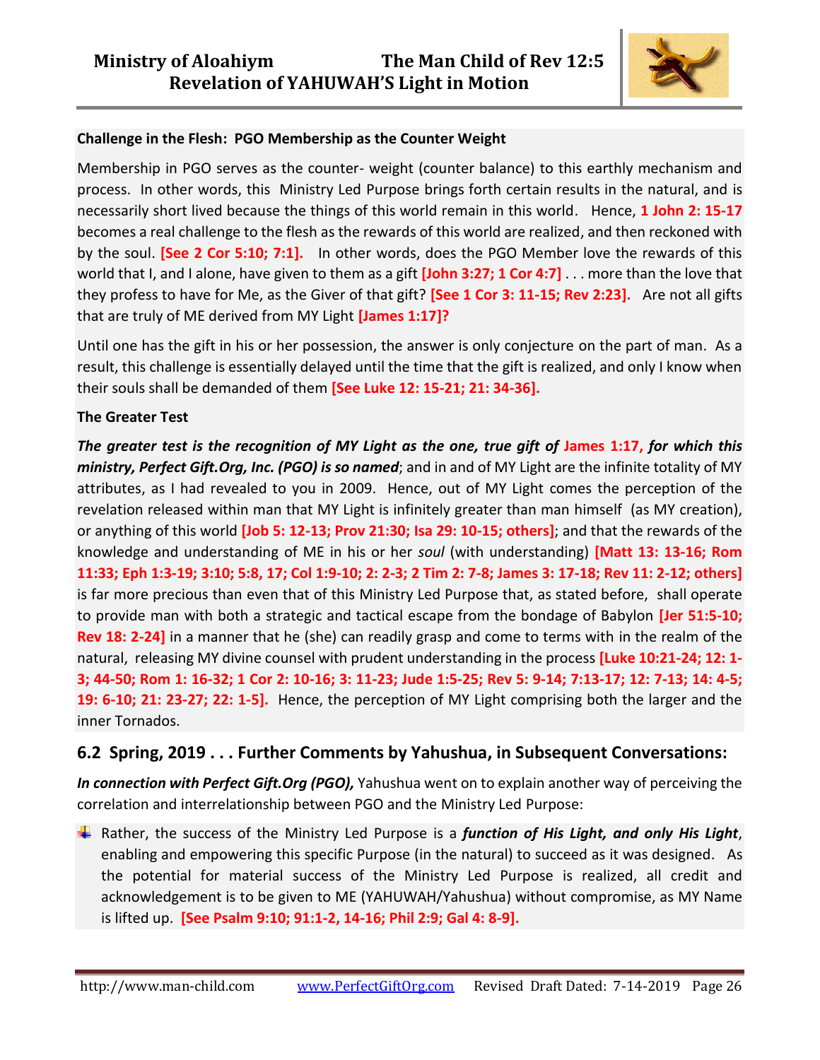**Challenge in the Flesh: PGO Membership as the Counter Weight**

Membership in PGO serves as the counter- weight (counter balance) to this earthly mechanism and process. In other words, this Ministry Led Purpose brings forth certain results in the natural, and is necessarily short lived because the things of this world remain in this world. Hence, **1 John 2: 15-17** becomes a real challenge to the flesh as the rewards of this world are realized, and then reckoned with by the soul. **[See 2 Cor 5:10; 7:1].** In other words, does the PGO Member love the rewards of this world that I, and I alone, have given to them as a gift **[John 3:27; 1 Cor 4:7]** . . . more than the love that they profess to have for Me, as the Giver of that gift? **[See 1 Cor 3: 11-15; Rev 2:23].** Are not all gifts that are truly of ME derived from MY Light **[James 1:17]?**

Until one has the gift in his or her possession, the answer is only conjecture on the part of man. As a result, this challenge is essentially delayed until the time that the gift is realized, and only I know when their souls shall be demanded of them **[See Luke 12: 15-21; 21: 34-36].**

**The Greater Test**

***The greater test is the recognition of MY Light as the one, true gift of* James 1:17, *for which this ministry, Perfect Gift.Org, Inc. (PGO) is so named***; and in and of MY Light are the infinite totality of MY attributes, as I had revealed to you in 2009. Hence, out of MY Light comes the perception of the revelation released within man that MY Light is infinitely greater than man himself (as MY creation), or anything of this world **[Job 5: 12-13; Prov 21:30; Isa 29: 10-15; others]**; and that the rewards of the knowledge and understanding of ME in his or her *soul* (with understanding) **[Matt 13: 13-16; Rom 11:33; Eph 1:3-19; 3:10; 5:8, 17; Col 1:9-10; 2: 2-3; 2 Tim 2: 7-8; James 3: 17-18; Rev 11: 2-12; others]** is far more precious than even that of this Ministry Led Purpose that, as stated before, shall operate to provide man with both a strategic and tactical escape from the bondage of Babylon **[Jer 51:5-10; Rev 18: 2-24]** in a manner that he (she) can readily grasp and come to terms with in the realm of the natural, releasing MY divine counsel with prudent understanding in the process **[Luke 10:21-24; 12: 1-3; 44-50; Rom 1: 16-32; 1 Cor 2: 10-16; 3: 11-23; Jude 1:5-25; Rev 5: 9-14; 7:13-17; 12: 7-13; 14: 4-5; 19: 6-10; 21: 23-27; 22: 1-5].** Hence, the perception of MY Light comprising both the larger and the inner Tornados.

## 6.2 Spring, 2019 . . . Further Comments by Yahushua, in Subsequent Conversations:

***In connection with Perfect Gift.Org (PGO),*** Yahushua went on to explain another way of perceiving the correlation and interrelationship between PGO and the Ministry Led Purpose:

- Rather, the success of the Ministry Led Purpose is a ***function of His Light, and only His Light***, enabling and empowering this specific Purpose (in the natural) to succeed as it was designed. As the potential for material success of the Ministry Led Purpose is realized, all credit and acknowledgement is to be given to ME (YAHUWAH/Yahushua) without compromise, as MY Name is lifted up. **[See Psalm 9:10; 91:1-2, 14-16; Phil 2:9; Gal 4: 8-9].**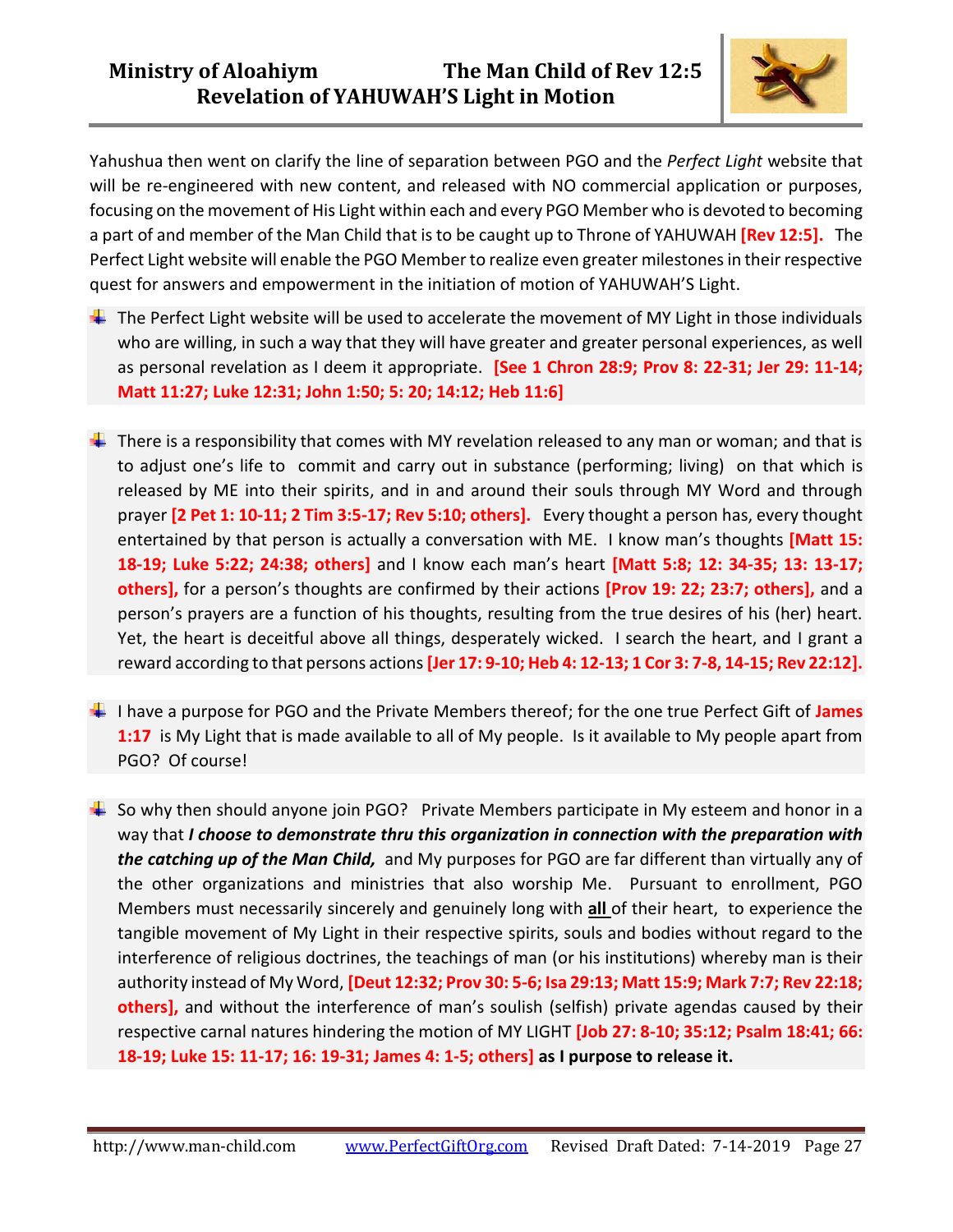Yahushua then went on clarify the line of separation between PGO and the *Perfect Light* website that will be re-engineered with new content, and released with NO commercial application or purposes, focusing on the movement of His Light within each and every PGO Member who is devoted to becoming a part of and member of the Man Child that is to be caught up to Throne of YAHUWAH **[Rev 12:5].** The Perfect Light website will enable the PGO Member to realize even greater milestones in their respective quest for answers and empowerment in the initiation of motion of YAHUWAH'S Light.

- The Perfect Light website will be used to accelerate the movement of MY Light in those individuals who are willing, in such a way that they will have greater and greater personal experiences, as well as personal revelation as I deem it appropriate. **[See 1 Chron 28:9; Prov 8: 22-31; Jer 29: 11-14; Matt 11:27; Luke 12:31; John 1:50; 5: 20; 14:12; Heb 11:6]**

- There is a responsibility that comes with MY revelation released to any man or woman; and that is to adjust one's life to commit and carry out in substance (performing; living) on that which is released by ME into their spirits, and in and around their souls through MY Word and through prayer **[2 Pet 1: 10-11; 2 Tim 3:5-17; Rev 5:10; others].** Every thought a person has, every thought entertained by that person is actually a conversation with ME. I know man's thoughts **[Matt 15: 18-19; Luke 5:22; 24:38; others]** and I know each man's heart **[Matt 5:8; 12: 34-35; 13: 13-17; others],** for a person's thoughts are confirmed by their actions **[Prov 19: 22; 23:7; others],** and a person's prayers are a function of his thoughts, resulting from the true desires of his (her) heart. Yet, the heart is deceitful above all things, desperately wicked. I search the heart, and I grant a reward according to that persons actions **[Jer 17: 9-10; Heb 4: 12-13; 1 Cor 3: 7-8, 14-15; Rev 22:12].**

- I have a purpose for PGO and the Private Members thereof; for the one true Perfect Gift of **James 1:17** is My Light that is made available to all of My people. Is it available to My people apart from PGO? Of course!

- So why then should anyone join PGO? Private Members participate in My esteem and honor in a way that ***I choose to demonstrate thru this organization in connection with the preparation with the catching up of the Man Child,*** and My purposes for PGO are far different than virtually any of the other organizations and ministries that also worship Me. Pursuant to enrollment, PGO Members must necessarily sincerely and genuinely long with **all** of their heart, to experience the tangible movement of My Light in their respective spirits, souls and bodies without regard to the interference of religious doctrines, the teachings of man (or his institutions) whereby man is their authority instead of My Word, **[Deut 12:32; Prov 30: 5-6; Isa 29:13; Matt 15:9; Mark 7:7; Rev 22:18; others],** and without the interference of man's soulish (selfish) private agendas caused by their respective carnal natures hindering the motion of MY LIGHT **[Job 27: 8-10; 35:12; Psalm 18:41; 66: 18-19; Luke 15: 11-17; 16: 19-31; James 4: 1-5; others] as I purpose to release it.**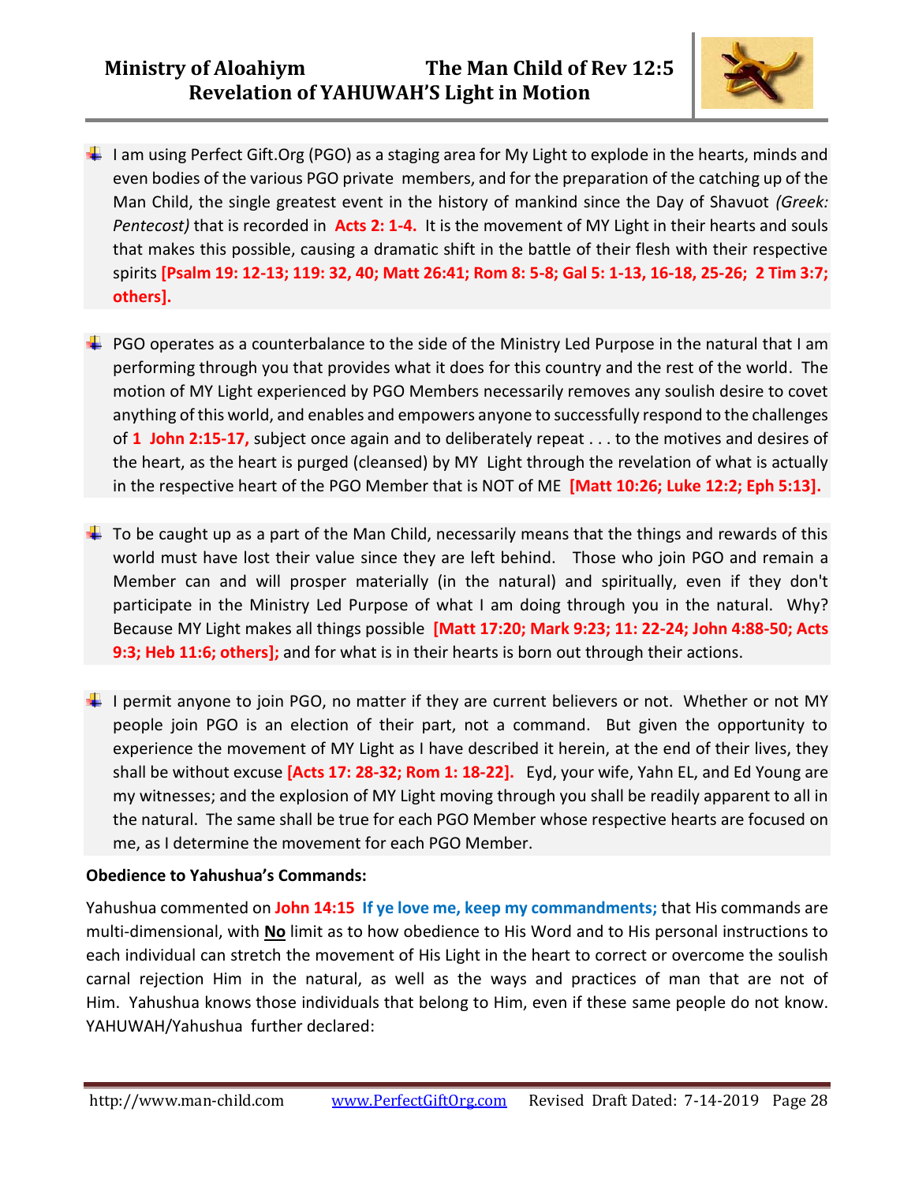- I am using Perfect Gift.Org (PGO) as a staging area for My Light to explode in the hearts, minds and even bodies of the various PGO private members, and for the preparation of the catching up of the Man Child, the single greatest event in the history of mankind since the Day of Shavuot *(Greek: Pentecost)* that is recorded in **Acts 2: 1-4.** It is the movement of MY Light in their hearts and souls that makes this possible, causing a dramatic shift in the battle of their flesh with their respective spirits **[Psalm 19: 12-13; 119: 32, 40; Matt 26:41; Rom 8: 5-8; Gal 5: 1-13, 16-18, 25-26; 2 Tim 3:7; others].**

- PGO operates as a counterbalance to the side of the Ministry Led Purpose in the natural that I am performing through you that provides what it does for this country and the rest of the world. The motion of MY Light experienced by PGO Members necessarily removes any soulish desire to covet anything of this world, and enables and empowers anyone to successfully respond to the challenges of **1 John 2:15-17,** subject once again and to deliberately repeat . . . to the motives and desires of the heart, as the heart is purged (cleansed) by MY Light through the revelation of what is actually in the respective heart of the PGO Member that is NOT of ME **[Matt 10:26; Luke 12:2; Eph 5:13].**

- To be caught up as a part of the Man Child, necessarily means that the things and rewards of this world must have lost their value since they are left behind. Those who join PGO and remain a Member can and will prosper materially (in the natural) and spiritually, even if they don't participate in the Ministry Led Purpose of what I am doing through you in the natural. Why? Because MY Light makes all things possible **[Matt 17:20; Mark 9:23; 11: 22-24; John 4:88-50; Acts 9:3; Heb 11:6; others];** and for what is in their hearts is born out through their actions.

- I permit anyone to join PGO, no matter if they are current believers or not. Whether or not MY people join PGO is an election of their part, not a command. But given the opportunity to experience the movement of MY Light as I have described it herein, at the end of their lives, they shall be without excuse **[Acts 17: 28-32; Rom 1: 18-22].** Eyd, your wife, Yahn EL, and Ed Young are my witnesses; and the explosion of MY Light moving through you shall be readily apparent to all in the natural. The same shall be true for each PGO Member whose respective hearts are focused on me, as I determine the movement for each PGO Member.

**Obedience to Yahushua's Commands:**

Yahushua commented on **John 14:15 If ye love me, keep my commandments;** that His commands are multi-dimensional, with **<u>No</u>** limit as to how obedience to His Word and to His personal instructions to each individual can stretch the movement of His Light in the heart to correct or overcome the soulish carnal rejection Him in the natural, as well as the ways and practices of man that are not of Him. Yahushua knows those individuals that belong to Him, even if these same people do not know. YAHUWAH/Yahushua further declared: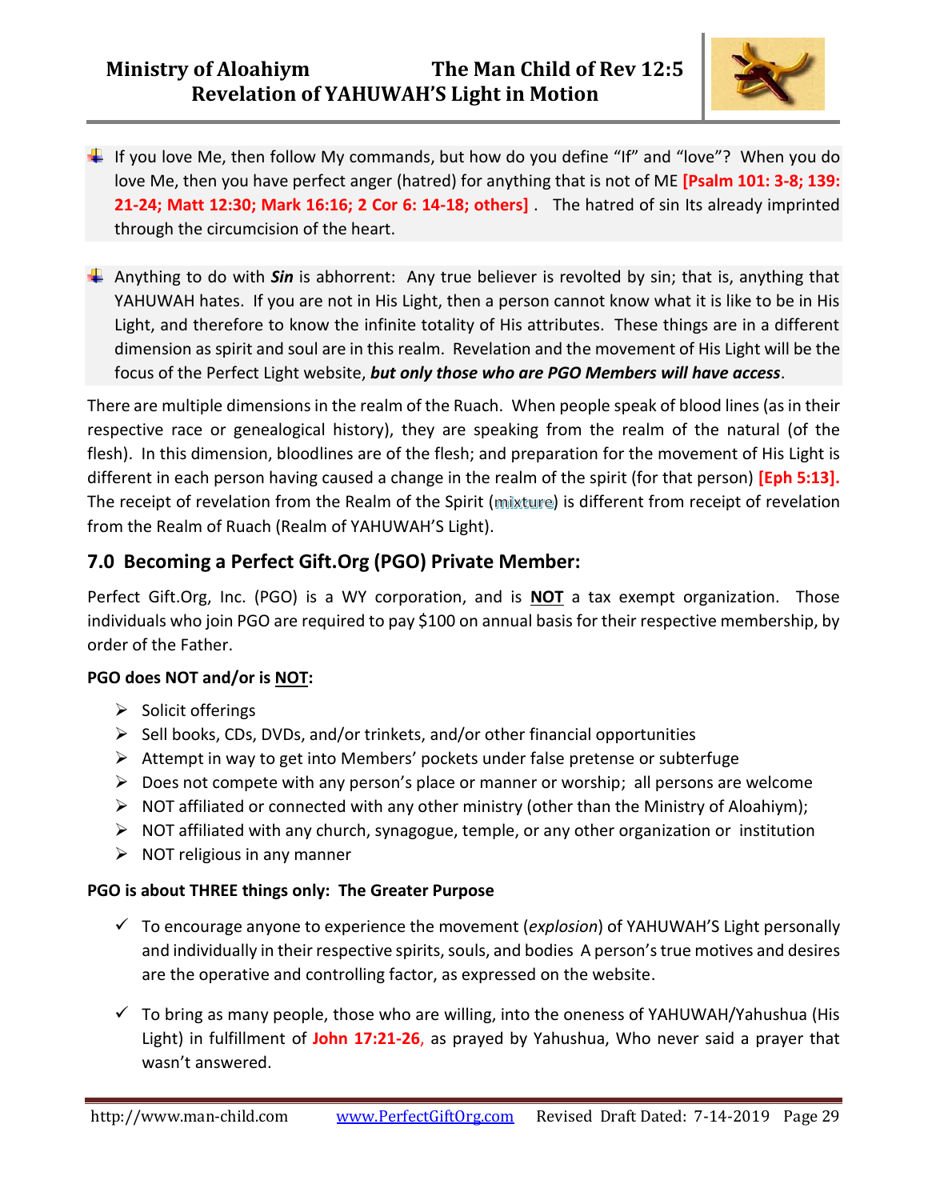- If you love Me, then follow My commands, but how do you define “If” and “love”? When you do love Me, then you have perfect anger (hatred) for anything that is not of ME **[Psalm 101: 3-8; 139: 21-24; Matt 12:30; Mark 16:16; 2 Cor 6: 14-18; others]** . The hatred of sin Its already imprinted through the circumcision of the heart.

- Anything to do with ***Sin*** is abhorrent: Any true believer is revolted by sin; that is, anything that YAHUWAH hates. If you are not in His Light, then a person cannot know what it is like to be in His Light, and therefore to know the infinite totality of His attributes. These things are in a different dimension as spirit and soul are in this realm. Revelation and the movement of His Light will be the focus of the Perfect Light website, ***but only those who are PGO Members will have access***.

There are multiple dimensions in the realm of the Ruach. When people speak of blood lines (as in their respective race or genealogical history), they are speaking from the realm of the natural (of the flesh). In this dimension, bloodlines are of the flesh; and preparation for the movement of His Light is different in each person having caused a change in the realm of the spirit (for that person) **[Eph 5:13].** The receipt of revelation from the Realm of the Spirit (mixture) is different from receipt of revelation from the Realm of Ruach (Realm of YAHUWAH’S Light).

## 7.0 Becoming a Perfect Gift.Org (PGO) Private Member:

Perfect Gift.Org, Inc. (PGO) is a WY corporation, and is **NOT** a tax exempt organization. Those individuals who join PGO are required to pay $100 on annual basis for their respective membership, by order of the Father.

**PGO does NOT and/or is NOT:**

- Solicit offerings
- Sell books, CDs, DVDs, and/or trinkets, and/or other financial opportunities
- Attempt in way to get into Members’ pockets under false pretense or subterfuge
- Does not compete with any person’s place or manner or worship; all persons are welcome
- NOT affiliated or connected with any other ministry (other than the Ministry of Aloahiym);
- NOT affiliated with any church, synagogue, temple, or any other organization or institution
- NOT religious in any manner

**PGO is about THREE things only: The Greater Purpose**

- ✓ To encourage anyone to experience the movement (*explosion*) of YAHUWAH’S Light personally and individually in their respective spirits, souls, and bodies A person’s true motives and desires are the operative and controlling factor, as expressed on the website.

- ✓ To bring as many people, those who are willing, into the oneness of YAHUWAH/Yahushua (His Light) in fulfillment of **John 17:21-26**, as prayed by Yahushua, Who never said a prayer that wasn’t answered.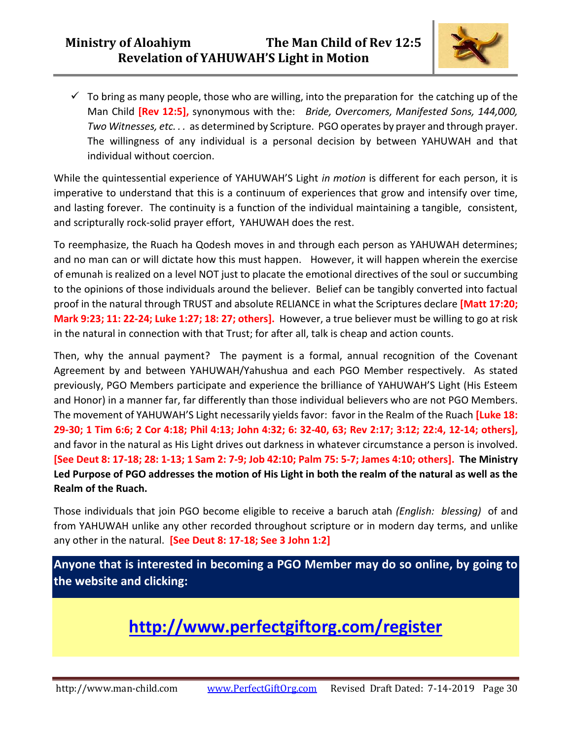- ✓ To bring as many people, those who are willing, into the preparation for the catching up of the Man Child **[Rev 12:5],** synonymous with the: *Bride, Overcomers, Manifested Sons, 144,000, Two Witnesses, etc. . .* as determined by Scripture. PGO operates by prayer and through prayer. The willingness of any individual is a personal decision by between YAHUWAH and that individual without coercion.

While the quintessential experience of YAHUWAH'S Light *in motion* is different for each person, it is imperative to understand that this is a continuum of experiences that grow and intensify over time, and lasting forever. The continuity is a function of the individual maintaining a tangible, consistent, and scripturally rock-solid prayer effort, YAHUWAH does the rest.

To reemphasize, the Ruach ha Qodesh moves in and through each person as YAHUWAH determines; and no man can or will dictate how this must happen. However, it will happen wherein the exercise of emunah is realized on a level NOT just to placate the emotional directives of the soul or succumbing to the opinions of those individuals around the believer. Belief can be tangibly converted into factual proof in the natural through TRUST and absolute RELIANCE in what the Scriptures declare **[Matt 17:20; Mark 9:23; 11: 22-24; Luke 1:27; 18: 27; others].** However, a true believer must be willing to go at risk in the natural in connection with that Trust; for after all, talk is cheap and action counts.

Then, why the annual payment? The payment is a formal, annual recognition of the Covenant Agreement by and between YAHUWAH/Yahushua and each PGO Member respectively. As stated previously, PGO Members participate and experience the brilliance of YAHUWAH'S Light (His Esteem and Honor) in a manner far, far differently than those individual believers who are not PGO Members. The movement of YAHUWAH'S Light necessarily yields favor: favor in the Realm of the Ruach **[Luke 18: 29-30; 1 Tim 6:6; 2 Cor 4:18; Phil 4:13; John 4:32; 6: 32-40, 63; Rev 2:17; 3:12; 22:4, 12-14; others],** and favor in the natural as His Light drives out darkness in whatever circumstance a person is involved. **[See Deut 8: 17-18; 28: 1-13; 1 Sam 2: 7-9; Job 42:10; Palm 75: 5-7; James 4:10; others]. The Ministry Led Purpose of PGO addresses the motion of His Light in both the realm of the natural as well as the Realm of the Ruach.**

Those individuals that join PGO become eligible to receive a baruch atah *(English: blessing)* of and from YAHUWAH unlike any other recorded throughout scripture or in modern day terms, and unlike any other in the natural. **[See Deut 8: 17-18; See 3 John 1:2]**

**Anyone that is interested in becoming a PGO Member may do so online, by going to the website and clicking:**

## **http://www.perfectgiftorg.com/register**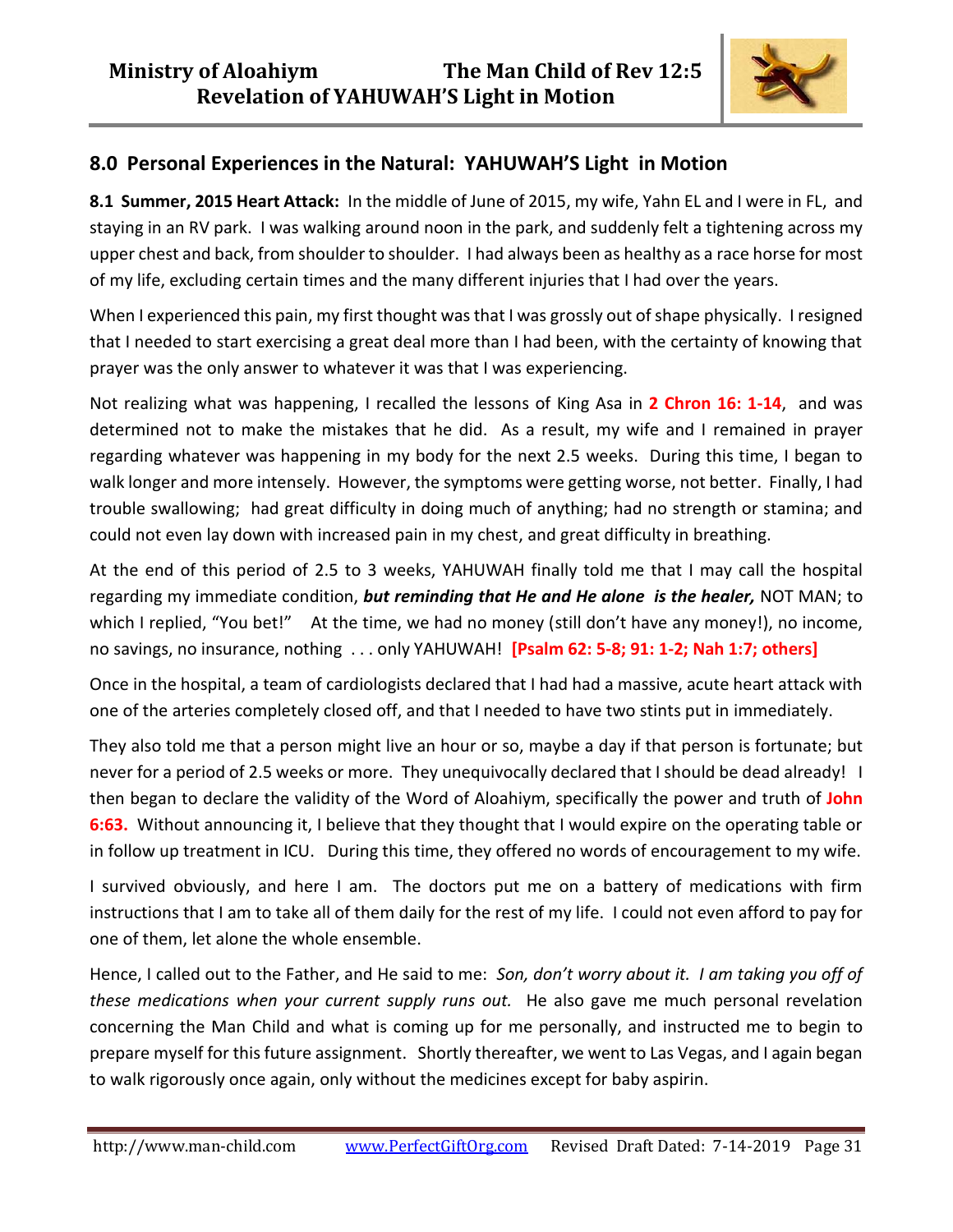## 8.0 Personal Experiences in the Natural: YAHUWAH'S Light in Motion

**8.1 Summer, 2015 Heart Attack:** In the middle of June of 2015, my wife, Yahn EL and I were in FL, and staying in an RV park. I was walking around noon in the park, and suddenly felt a tightening across my upper chest and back, from shoulder to shoulder. I had always been as healthy as a race horse for most of my life, excluding certain times and the many different injuries that I had over the years.

When I experienced this pain, my first thought was that I was grossly out of shape physically. I resigned that I needed to start exercising a great deal more than I had been, with the certainty of knowing that prayer was the only answer to whatever it was that I was experiencing.

Not realizing what was happening, I recalled the lessons of King Asa in **2 Chron 16: 1-14**, and was determined not to make the mistakes that he did. As a result, my wife and I remained in prayer regarding whatever was happening in my body for the next 2.5 weeks. During this time, I began to walk longer and more intensely. However, the symptoms were getting worse, not better. Finally, I had trouble swallowing; had great difficulty in doing much of anything; had no strength or stamina; and could not even lay down with increased pain in my chest, and great difficulty in breathing.

At the end of this period of 2.5 to 3 weeks, YAHUWAH finally told me that I may call the hospital regarding my immediate condition, ***but reminding that He and He alone is the healer,*** NOT MAN; to which I replied, "You bet!" At the time, we had no money (still don't have any money!), no income, no savings, no insurance, nothing . . . only YAHUWAH! **[Psalm 62: 5-8; 91: 1-2; Nah 1:7; others]**

Once in the hospital, a team of cardiologists declared that I had had a massive, acute heart attack with one of the arteries completely closed off, and that I needed to have two stints put in immediately.

They also told me that a person might live an hour or so, maybe a day if that person is fortunate; but never for a period of 2.5 weeks or more. They unequivocally declared that I should be dead already! I then began to declare the validity of the Word of Aloahiym, specifically the power and truth of **John 6:63.** Without announcing it, I believe that they thought that I would expire on the operating table or in follow up treatment in ICU. During this time, they offered no words of encouragement to my wife.

I survived obviously, and here I am. The doctors put me on a battery of medications with firm instructions that I am to take all of them daily for the rest of my life. I could not even afford to pay for one of them, let alone the whole ensemble.

Hence, I called out to the Father, and He said to me: *Son, don't worry about it. I am taking you off of these medications when your current supply runs out.* He also gave me much personal revelation concerning the Man Child and what is coming up for me personally, and instructed me to begin to prepare myself for this future assignment. Shortly thereafter, we went to Las Vegas, and I again began to walk rigorously once again, only without the medicines except for baby aspirin.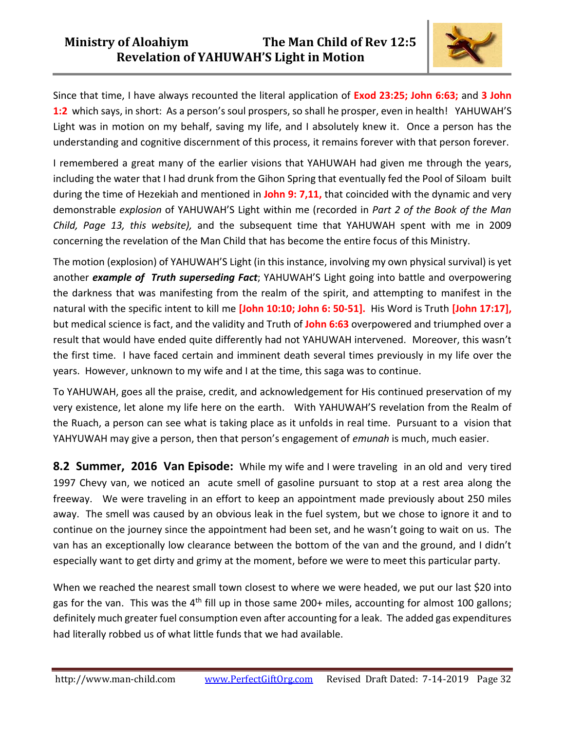Since that time, I have always recounted the literal application of **Exod 23:25; John 6:63;** and **3 John 1:2** which says, in short: As a person's soul prospers, so shall he prosper, even in health! YAHUWAH'S Light was in motion on my behalf, saving my life, and I absolutely knew it. Once a person has the understanding and cognitive discernment of this process, it remains forever with that person forever.

I remembered a great many of the earlier visions that YAHUWAH had given me through the years, including the water that I had drunk from the Gihon Spring that eventually fed the Pool of Siloam built during the time of Hezekiah and mentioned in **John 9: 7,11,** that coincided with the dynamic and very demonstrable *explosion* of YAHUWAH'S Light within me (recorded in *Part 2 of the Book of the Man Child, Page 13, this website),* and the subsequent time that YAHUWAH spent with me in 2009 concerning the revelation of the Man Child that has become the entire focus of this Ministry.

The motion (explosion) of YAHUWAH'S Light (in this instance, involving my own physical survival) is yet another ***example of Truth superseding Fact***; YAHUWAH'S Light going into battle and overpowering the darkness that was manifesting from the realm of the spirit, and attempting to manifest in the natural with the specific intent to kill me **[John 10:10; John 6: 50-51].** His Word is Truth **[John 17:17],** but medical science is fact, and the validity and Truth of **John 6:63** overpowered and triumphed over a result that would have ended quite differently had not YAHUWAH intervened. Moreover, this wasn't the first time. I have faced certain and imminent death several times previously in my life over the years. However, unknown to my wife and I at the time, this saga was to continue.

To YAHUWAH, goes all the praise, credit, and acknowledgement for His continued preservation of my very existence, let alone my life here on the earth. With YAHUWAH'S revelation from the Realm of the Ruach, a person can see what is taking place as it unfolds in real time. Pursuant to a vision that YAHYUWAH may give a person, then that person's engagement of *emunah* is much, much easier.

**8.2 Summer, 2016 Van Episode:** While my wife and I were traveling in an old and very tired 1997 Chevy van, we noticed an acute smell of gasoline pursuant to stop at a rest area along the freeway. We were traveling in an effort to keep an appointment made previously about 250 miles away. The smell was caused by an obvious leak in the fuel system, but we chose to ignore it and to continue on the journey since the appointment had been set, and he wasn't going to wait on us. The van has an exceptionally low clearance between the bottom of the van and the ground, and I didn't especially want to get dirty and grimy at the moment, before we were to meet this particular party.

When we reached the nearest small town closest to where we were headed, we put our last $20 into gas for the van. This was the 4th fill up in those same 200+ miles, accounting for almost 100 gallons; definitely much greater fuel consumption even after accounting for a leak. The added gas expenditures had literally robbed us of what little funds that we had available.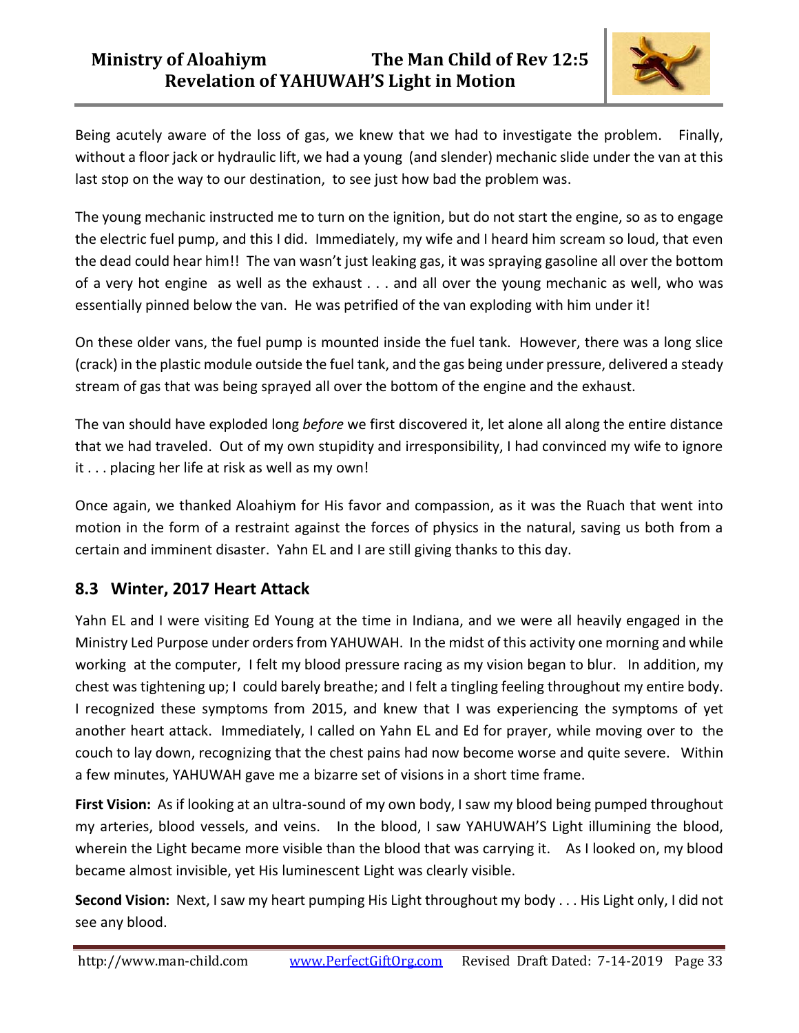Being acutely aware of the loss of gas, we knew that we had to investigate the problem. Finally, without a floor jack or hydraulic lift, we had a young (and slender) mechanic slide under the van at this last stop on the way to our destination, to see just how bad the problem was.

The young mechanic instructed me to turn on the ignition, but do not start the engine, so as to engage the electric fuel pump, and this I did. Immediately, my wife and I heard him scream so loud, that even the dead could hear him!! The van wasn't just leaking gas, it was spraying gasoline all over the bottom of a very hot engine as well as the exhaust . . . and all over the young mechanic as well, who was essentially pinned below the van. He was petrified of the van exploding with him under it!

On these older vans, the fuel pump is mounted inside the fuel tank. However, there was a long slice (crack) in the plastic module outside the fuel tank, and the gas being under pressure, delivered a steady stream of gas that was being sprayed all over the bottom of the engine and the exhaust.

The van should have exploded long *before* we first discovered it, let alone all along the entire distance that we had traveled. Out of my own stupidity and irresponsibility, I had convinced my wife to ignore it . . . placing her life at risk as well as my own!

Once again, we thanked Aloahiym for His favor and compassion, as it was the Ruach that went into motion in the form of a restraint against the forces of physics in the natural, saving us both from a certain and imminent disaster. Yahn EL and I are still giving thanks to this day.

## 8.3 Winter, 2017 Heart Attack

Yahn EL and I were visiting Ed Young at the time in Indiana, and we were all heavily engaged in the Ministry Led Purpose under orders from YAHUWAH. In the midst of this activity one morning and while working at the computer, I felt my blood pressure racing as my vision began to blur. In addition, my chest was tightening up; I could barely breathe; and I felt a tingling feeling throughout my entire body. I recognized these symptoms from 2015, and knew that I was experiencing the symptoms of yet another heart attack. Immediately, I called on Yahn EL and Ed for prayer, while moving over to the couch to lay down, recognizing that the chest pains had now become worse and quite severe. Within a few minutes, YAHUWAH gave me a bizarre set of visions in a short time frame.

**First Vision:** As if looking at an ultra-sound of my own body, I saw my blood being pumped throughout my arteries, blood vessels, and veins. In the blood, I saw YAHUWAH'S Light illumining the blood, wherein the Light became more visible than the blood that was carrying it. As I looked on, my blood became almost invisible, yet His luminescent Light was clearly visible.

**Second Vision:** Next, I saw my heart pumping His Light throughout my body . . . His Light only, I did not see any blood.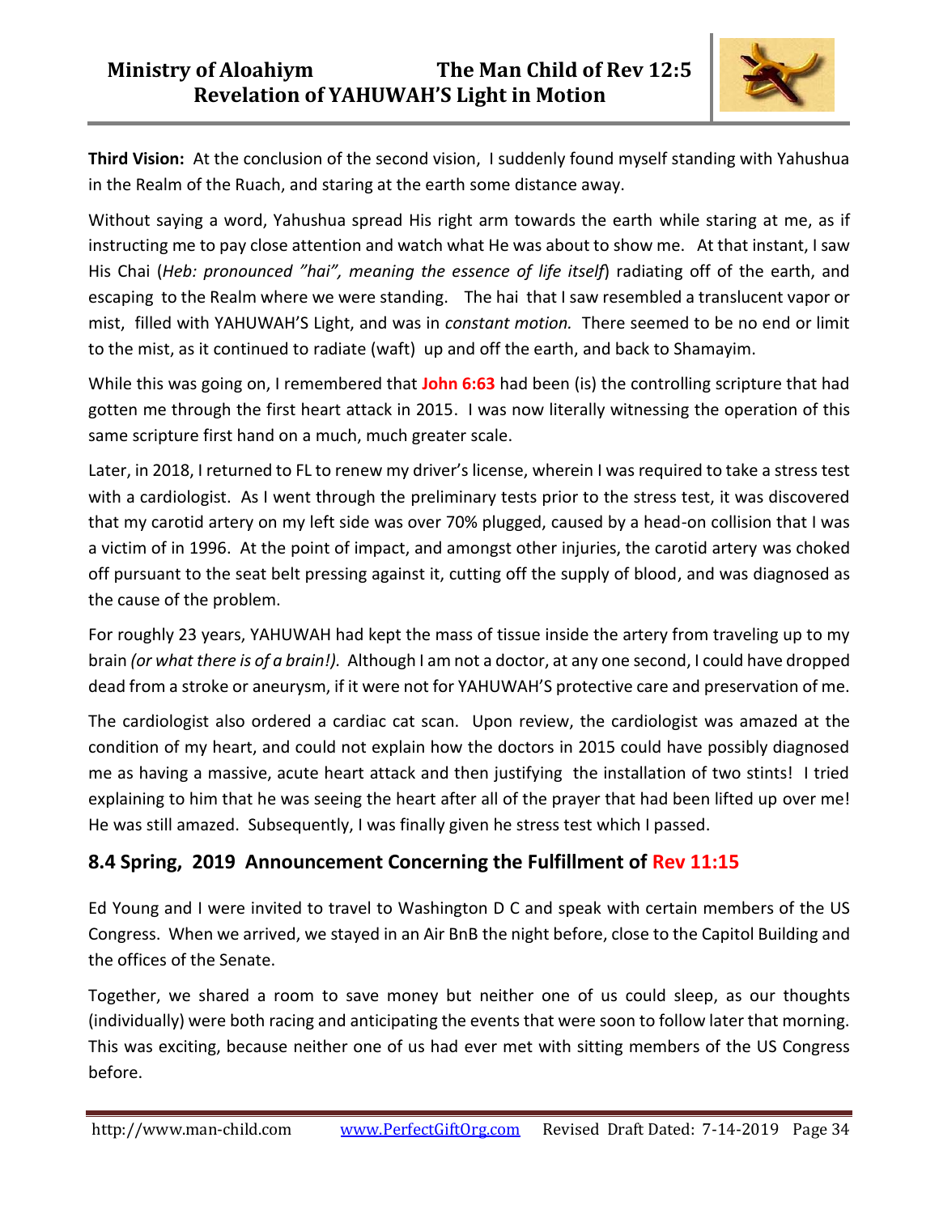**Third Vision:** At the conclusion of the second vision, I suddenly found myself standing with Yahushua in the Realm of the Ruach, and staring at the earth some distance away.

Without saying a word, Yahushua spread His right arm towards the earth while staring at me, as if instructing me to pay close attention and watch what He was about to show me. At that instant, I saw His Chai (*Heb: pronounced "hai", meaning the essence of life itself*) radiating off of the earth, and escaping to the Realm where we were standing. The hai that I saw resembled a translucent vapor or mist, filled with YAHUWAH'S Light, and was in *constant motion.* There seemed to be no end or limit to the mist, as it continued to radiate (waft) up and off the earth, and back to Shamayim.

While this was going on, I remembered that **John 6:63** had been (is) the controlling scripture that had gotten me through the first heart attack in 2015. I was now literally witnessing the operation of this same scripture first hand on a much, much greater scale.

Later, in 2018, I returned to FL to renew my driver's license, wherein I was required to take a stress test with a cardiologist. As I went through the preliminary tests prior to the stress test, it was discovered that my carotid artery on my left side was over 70% plugged, caused by a head-on collision that I was a victim of in 1996. At the point of impact, and amongst other injuries, the carotid artery was choked off pursuant to the seat belt pressing against it, cutting off the supply of blood, and was diagnosed as the cause of the problem.

For roughly 23 years, YAHUWAH had kept the mass of tissue inside the artery from traveling up to my brain *(or what there is of a brain!).* Although I am not a doctor, at any one second, I could have dropped dead from a stroke or aneurysm, if it were not for YAHUWAH'S protective care and preservation of me.

The cardiologist also ordered a cardiac cat scan. Upon review, the cardiologist was amazed at the condition of my heart, and could not explain how the doctors in 2015 could have possibly diagnosed me as having a massive, acute heart attack and then justifying the installation of two stints! I tried explaining to him that he was seeing the heart after all of the prayer that had been lifted up over me! He was still amazed. Subsequently, I was finally given he stress test which I passed.

## 8.4 Spring, 2019 Announcement Concerning the Fulfillment of Rev 11:15

Ed Young and I were invited to travel to Washington D C and speak with certain members of the US Congress. When we arrived, we stayed in an Air BnB the night before, close to the Capitol Building and the offices of the Senate.

Together, we shared a room to save money but neither one of us could sleep, as our thoughts (individually) were both racing and anticipating the events that were soon to follow later that morning. This was exciting, because neither one of us had ever met with sitting members of the US Congress before.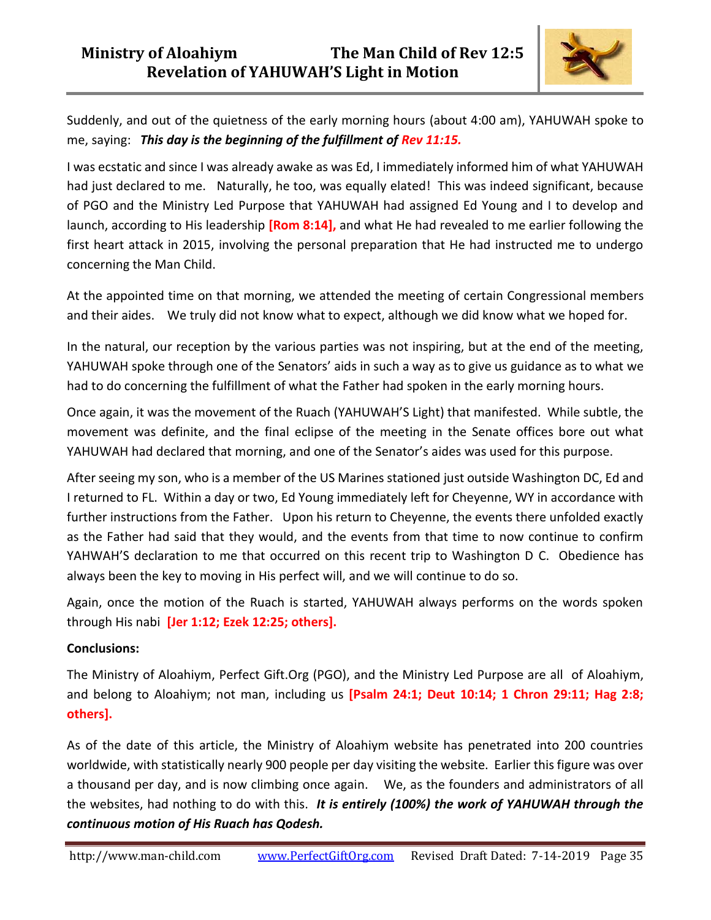Suddenly, and out of the quietness of the early morning hours (about 4:00 am), YAHUWAH spoke to me, saying: ***This day is the beginning of the fulfillment of Rev 11:15.***

I was ecstatic and since I was already awake as was Ed, I immediately informed him of what YAHUWAH had just declared to me. Naturally, he too, was equally elated! This was indeed significant, because of PGO and the Ministry Led Purpose that YAHUWAH had assigned Ed Young and I to develop and launch, according to His leadership **[Rom 8:14],** and what He had revealed to me earlier following the first heart attack in 2015, involving the personal preparation that He had instructed me to undergo concerning the Man Child.

At the appointed time on that morning, we attended the meeting of certain Congressional members and their aides. We truly did not know what to expect, although we did know what we hoped for.

In the natural, our reception by the various parties was not inspiring, but at the end of the meeting, YAHUWAH spoke through one of the Senators' aids in such a way as to give us guidance as to what we had to do concerning the fulfillment of what the Father had spoken in the early morning hours.

Once again, it was the movement of the Ruach (YAHUWAH'S Light) that manifested. While subtle, the movement was definite, and the final eclipse of the meeting in the Senate offices bore out what YAHUWAH had declared that morning, and one of the Senator's aides was used for this purpose.

After seeing my son, who is a member of the US Marines stationed just outside Washington DC, Ed and I returned to FL. Within a day or two, Ed Young immediately left for Cheyenne, WY in accordance with further instructions from the Father. Upon his return to Cheyenne, the events there unfolded exactly as the Father had said that they would, and the events from that time to now continue to confirm YAHWAH'S declaration to me that occurred on this recent trip to Washington D C. Obedience has always been the key to moving in His perfect will, and we will continue to do so.

Again, once the motion of the Ruach is started, YAHUWAH always performs on the words spoken through His nabi **[Jer 1:12; Ezek 12:25; others].**

**Conclusions:**

The Ministry of Aloahiym, Perfect Gift.Org (PGO), and the Ministry Led Purpose are all of Aloahiym, and belong to Aloahiym; not man, including us **[Psalm 24:1; Deut 10:14; 1 Chron 29:11; Hag 2:8; others].**

As of the date of this article, the Ministry of Aloahiym website has penetrated into 200 countries worldwide, with statistically nearly 900 people per day visiting the website. Earlier this figure was over a thousand per day, and is now climbing once again. We, as the founders and administrators of all the websites, had nothing to do with this. ***It is entirely (100%) the work of YAHUWAH through the continuous motion of His Ruach has Qodesh.***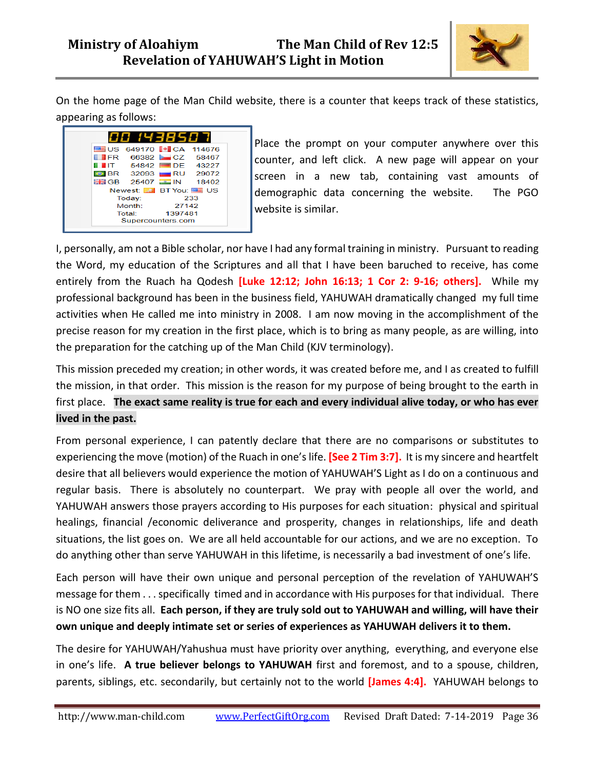On the home page of the Man Child website, there is a counter that keeps track of these statistics, appearing as follows:

00 1438507

| | | | |
|---|---|---|---|
| US | 649170 | CA | 114676 |
| FR | 66382 | CZ | 58467 |
| IT | 54842 | DE | 43227 |
| BR | 32093 | RU | 29072 |
| GB | 25407 | IN | 18402 |

Newest: BT You: US
Today: 233
Month: 27142
Total: 1397481
Supercounters.com

Place the prompt on your computer anywhere over this counter, and left click. A new page will appear on your screen in a new tab, containing vast amounts of demographic data concerning the website. The PGO website is similar.

I, personally, am not a Bible scholar, nor have I had any formal training in ministry. Pursuant to reading the Word, my education of the Scriptures and all that I have been baruched to receive, has come entirely from the Ruach ha Qodesh **[Luke 12:12; John 16:13; 1 Cor 2: 9-16; others].** While my professional background has been in the business field, YAHUWAH dramatically changed my full time activities when He called me into ministry in 2008. I am now moving in the accomplishment of the precise reason for my creation in the first place, which is to bring as many people, as are willing, into the preparation for the catching up of the Man Child (KJV terminology).

This mission preceded my creation; in other words, it was created before me, and I as created to fulfill the mission, in that order. This mission is the reason for my purpose of being brought to the earth in first place. **The exact same reality is true for each and every individual alive today, or who has ever lived in the past.**

From personal experience, I can patently declare that there are no comparisons or substitutes to experiencing the move (motion) of the Ruach in one's life. **[See 2 Tim 3:7].** It is my sincere and heartfelt desire that all believers would experience the motion of YAHUWAH'S Light as I do on a continuous and regular basis. There is absolutely no counterpart. We pray with people all over the world, and YAHUWAH answers those prayers according to His purposes for each situation: physical and spiritual healings, financial /economic deliverance and prosperity, changes in relationships, life and death situations, the list goes on. We are all held accountable for our actions, and we are no exception. To do anything other than serve YAHUWAH in this lifetime, is necessarily a bad investment of one's life.

Each person will have their own unique and personal perception of the revelation of YAHUWAH'S message for them . . . specifically timed and in accordance with His purposes for that individual. There is NO one size fits all. **Each person, if they are truly sold out to YAHUWAH and willing, will have their own unique and deeply intimate set or series of experiences as YAHUWAH delivers it to them.**

The desire for YAHUWAH/Yahushua must have priority over anything, everything, and everyone else in one's life. **A true believer belongs to YAHUWAH** first and foremost, and to a spouse, children, parents, siblings, etc. secondarily, but certainly not to the world **[James 4:4].** YAHUWAH belongs to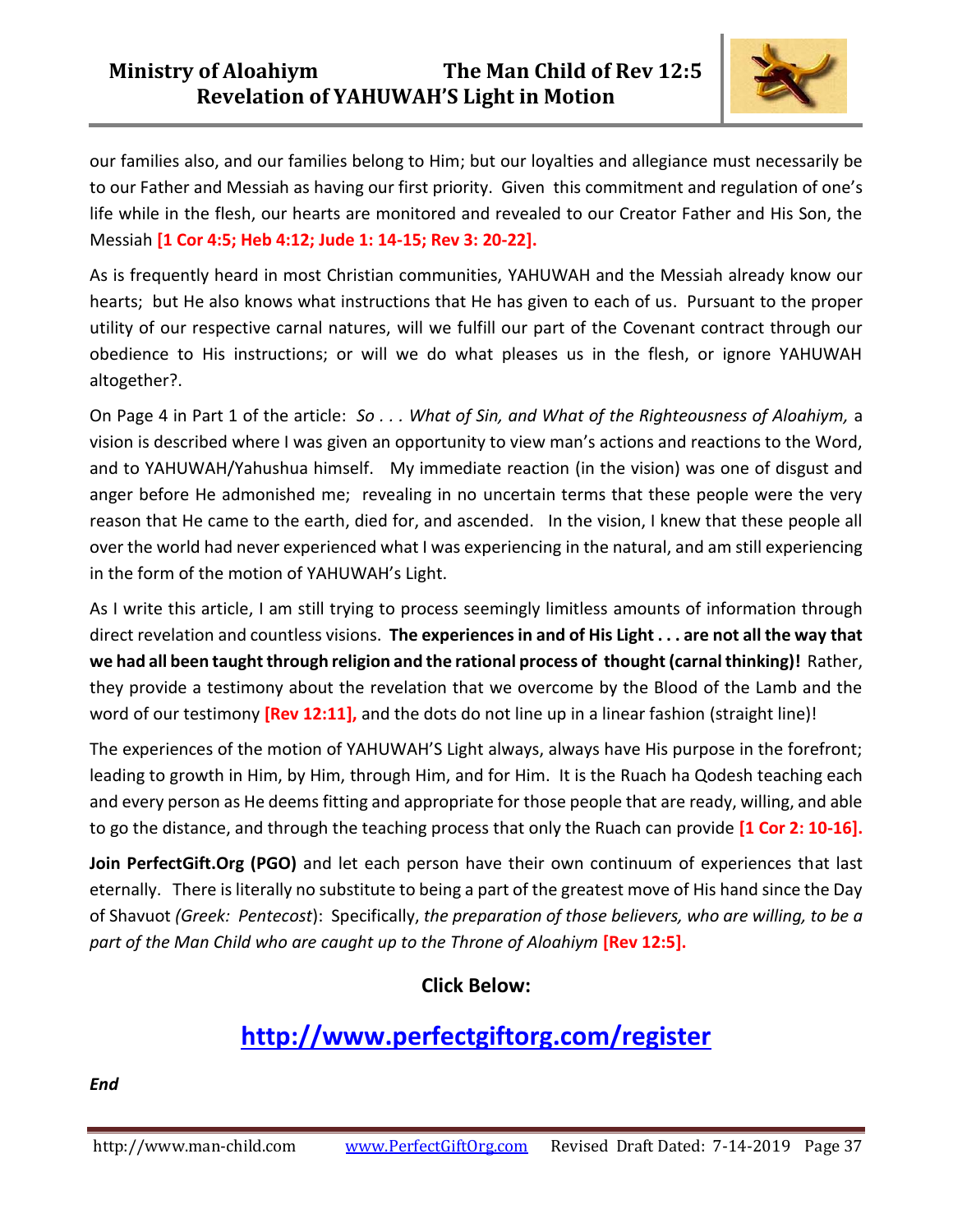our families also, and our families belong to Him; but our loyalties and allegiance must necessarily be to our Father and Messiah as having our first priority. Given this commitment and regulation of one's life while in the flesh, our hearts are monitored and revealed to our Creator Father and His Son, the Messiah **[1 Cor 4:5; Heb 4:12; Jude 1: 14-15; Rev 3: 20-22].**

As is frequently heard in most Christian communities, YAHUWAH and the Messiah already know our hearts; but He also knows what instructions that He has given to each of us. Pursuant to the proper utility of our respective carnal natures, will we fulfill our part of the Covenant contract through our obedience to His instructions; or will we do what pleases us in the flesh, or ignore YAHUWAH altogether?.

On Page 4 in Part 1 of the article: *So . . . What of Sin, and What of the Righteousness of Aloahiym,* a vision is described where I was given an opportunity to view man's actions and reactions to the Word, and to YAHUWAH/Yahushua himself. My immediate reaction (in the vision) was one of disgust and anger before He admonished me; revealing in no uncertain terms that these people were the very reason that He came to the earth, died for, and ascended. In the vision, I knew that these people all over the world had never experienced what I was experiencing in the natural, and am still experiencing in the form of the motion of YAHUWAH's Light.

As I write this article, I am still trying to process seemingly limitless amounts of information through direct revelation and countless visions. **The experiences in and of His Light . . . are not all the way that we had all been taught through religion and the rational process of thought (carnal thinking)!** Rather, they provide a testimony about the revelation that we overcome by the Blood of the Lamb and the word of our testimony **[Rev 12:11],** and the dots do not line up in a linear fashion (straight line)!

The experiences of the motion of YAHUWAH'S Light always, always have His purpose in the forefront; leading to growth in Him, by Him, through Him, and for Him. It is the Ruach ha Qodesh teaching each and every person as He deems fitting and appropriate for those people that are ready, willing, and able to go the distance, and through the teaching process that only the Ruach can provide **[1 Cor 2: 10-16].**

**Join PerfectGift.Org (PGO)** and let each person have their own continuum of experiences that last eternally. There is literally no substitute to being a part of the greatest move of His hand since the Day of Shavuot *(Greek: Pentecost)*: Specifically, *the preparation of those believers, who are willing, to be a part of the Man Child who are caught up to the Throne of Aloahiym* **[Rev 12:5].**

**Click Below:**

## http://www.perfectgiftorg.com/register

***End***